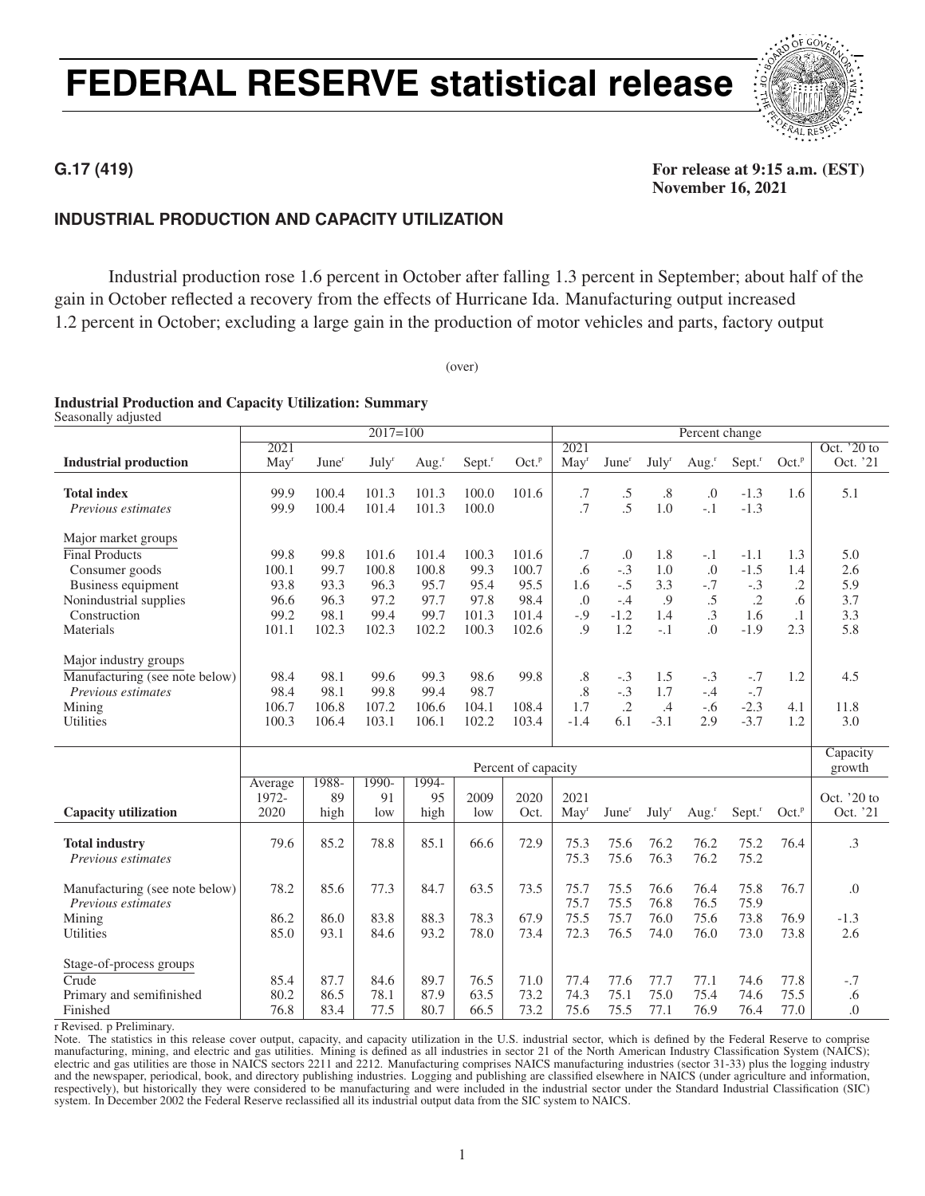# FEDERAL RESERVE statistical release

**G.17 (419)**

**For release at 9:15 a.m. (EST)**
**November 16, 2021**

## INDUSTRIAL PRODUCTION AND CAPACITY UTILIZATION

Industrial production rose 1.6 percent in October after falling 1.3 percent in September; about half of the gain in October reflected a recovery from the effects of Hurricane Ida. Manufacturing output increased 1.2 percent in October; excluding a large gain in the production of motor vehicles and parts, factory output

(over)

### Industrial Production and Capacity Utilization: Summary

Seasonally adjusted

| Industrial production | 2017=100 | | | | | | Percent change | | | | | | |
|---|---|---|---|---|---|---|---|---|---|---|---|---|---|
| | 2021 May[r] | June[r] | July[r] | Aug.[r] | Sept.[r] | Oct.[p] | 2021 May[r] | June[r] | July[r] | Aug.[r] | Sept.[r] | Oct.[p] | Oct. '20 to Oct. '21 |
| **Total index** | 99.9 | 100.4 | 101.3 | 101.3 | 100.0 | 101.6 | .7 | .5 | .8 | .0 | -1.3 | 1.6 | 5.1 |
| *Previous estimates* | 99.9 | 100.4 | 101.4 | 101.3 | 100.0 | | .7 | .5 | 1.0 | -.1 | -1.3 | | |
| Major market groups | | | | | | | | | | | | | |
| Final Products | 99.8 | 99.8 | 101.6 | 101.4 | 100.3 | 101.6 | .7 | .0 | 1.8 | -.1 | -1.1 | 1.3 | 5.0 |
| Consumer goods | 100.1 | 99.7 | 100.8 | 100.8 | 99.3 | 100.7 | .6 | -.3 | 1.0 | .0 | -1.5 | 1.4 | 2.6 |
| Business equipment | 93.8 | 93.3 | 96.3 | 95.7 | 95.4 | 95.5 | 1.6 | -.5 | 3.3 | -.7 | -.3 | .2 | 5.9 |
| Nonindustrial supplies | 96.6 | 96.3 | 97.2 | 97.7 | 97.8 | 98.4 | .0 | -.4 | .9 | .5 | .2 | .6 | 3.7 |
| Construction | 99.2 | 98.1 | 99.4 | 99.7 | 101.3 | 101.4 | -.9 | -1.2 | 1.4 | .3 | 1.6 | .1 | 3.3 |
| Materials | 101.1 | 102.3 | 102.3 | 102.2 | 100.3 | 102.6 | .9 | 1.2 | -.1 | .0 | -1.9 | 2.3 | 5.8 |
| Major industry groups | | | | | | | | | | | | | |
| Manufacturing (see note below) | 98.4 | 98.1 | 99.6 | 99.3 | 98.6 | 99.8 | .8 | -.3 | 1.5 | -.3 | -.7 | 1.2 | 4.5 |
| *Previous estimates* | 98.4 | 98.1 | 99.8 | 99.4 | 98.7 | | .8 | -.3 | 1.7 | -.4 | -.7 | | |
| Mining | 106.7 | 106.8 | 107.2 | 106.6 | 104.1 | 108.4 | 1.7 | .2 | .4 | -.6 | -2.3 | 4.1 | 11.8 |
| Utilities | 100.3 | 106.4 | 103.1 | 106.1 | 102.2 | 103.4 | -1.4 | 6.1 | -3.1 | 2.9 | -3.7 | 1.2 | 3.0 |

| Capacity utilization | Percent of capacity | | | | | | | | | | | | Capacity growth |
|---|---|---|---|---|---|---|---|---|---|---|---|---|---|
| | Average 1972-2020 | 1988-89 high | 1990-91 low | 1994-95 high | 2009 low | 2020 Oct. | 2021 May[r] | June[r] | July[r] | Aug.[r] | Sept.[r] | Oct.[p] | Oct. '20 to Oct. '21 |
| **Total industry** | 79.6 | 85.2 | 78.8 | 85.1 | 66.6 | 72.9 | 75.3 | 75.6 | 76.2 | 76.2 | 75.2 | 76.4 | .3 |
| *Previous estimates* | | | | | | | 75.3 | 75.6 | 76.3 | 76.2 | 75.2 | | |
| Manufacturing (see note below) | 78.2 | 85.6 | 77.3 | 84.7 | 63.5 | 73.5 | 75.7 | 75.5 | 76.6 | 76.4 | 75.8 | 76.7 | .0 |
| *Previous estimates* | | | | | | | 75.7 | 75.5 | 76.8 | 76.5 | 75.9 | | |
| Mining | 86.2 | 86.0 | 83.8 | 88.3 | 78.3 | 67.9 | 75.5 | 75.7 | 76.0 | 75.6 | 73.8 | 76.9 | -1.3 |
| Utilities | 85.0 | 93.1 | 84.6 | 93.2 | 78.0 | 73.4 | 72.3 | 76.5 | 74.0 | 76.0 | 73.0 | 73.8 | 2.6 |
| Stage-of-process groups | | | | | | | | | | | | | |
| Crude | 85.4 | 87.7 | 84.6 | 89.7 | 76.5 | 71.0 | 77.4 | 77.6 | 77.7 | 77.1 | 74.6 | 77.8 | -.7 |
| Primary and semifinished | 80.2 | 86.5 | 78.1 | 87.9 | 63.5 | 73.2 | 74.3 | 75.1 | 75.0 | 75.4 | 74.6 | 75.5 | .6 |
| Finished | 76.8 | 83.4 | 77.5 | 80.7 | 66.5 | 73.2 | 75.6 | 75.5 | 77.1 | 76.9 | 76.4 | 77.0 | .0 |

r Revised. p Preliminary.

Note. The statistics in this release cover output, capacity, and capacity utilization in the U.S. industrial sector, which is defined by the Federal Reserve to comprise manufacturing, mining, and electric and gas utilities. Mining is defined as all industries in sector 21 of the North American Industry Classification System (NAICS); electric and gas utilities are those in NAICS sectors 2211 and 2212. Manufacturing comprises NAICS manufacturing industries (sector 31-33) plus the logging industry and the newspaper, periodical, book, and directory publishing industries. Logging and publishing are classified elsewhere in NAICS (under agriculture and information, respectively), but historically they were considered to be manufacturing and were included in the industrial sector under the Standard Industrial Classification (SIC) system. In December 2002 the Federal Reserve reclassified all its industrial output data from the SIC system to NAICS.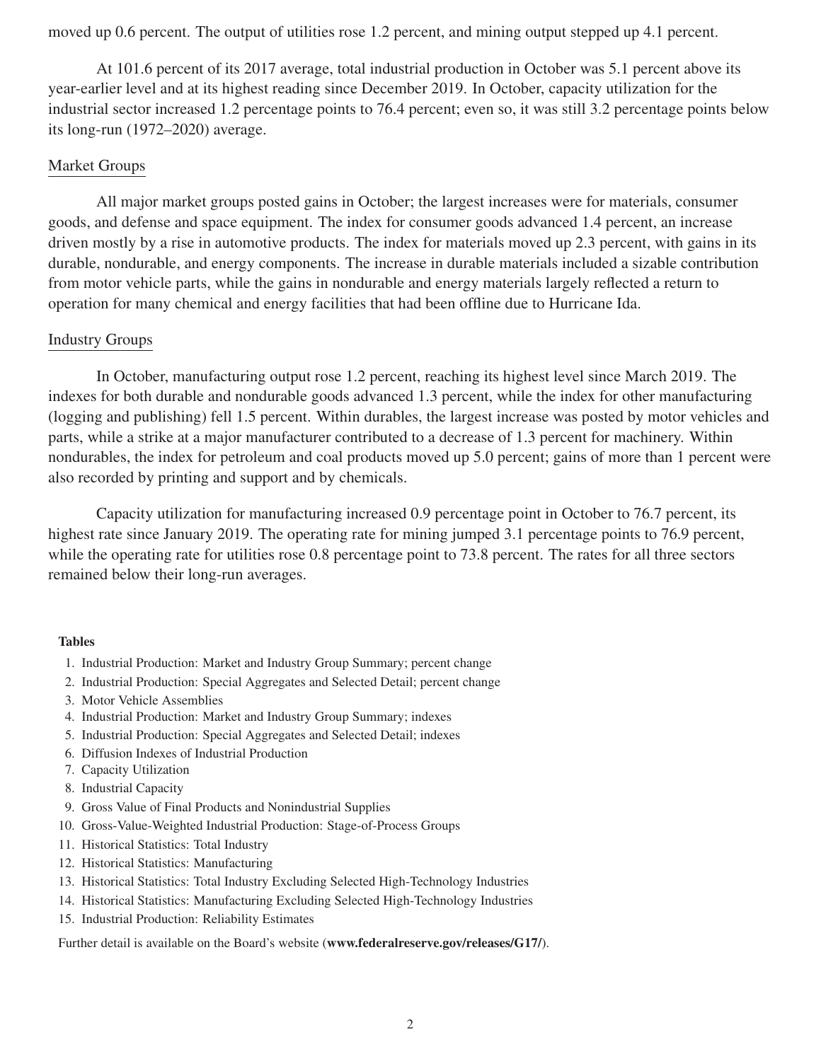moved up 0.6 percent. The output of utilities rose 1.2 percent, and mining output stepped up 4.1 percent.

At 101.6 percent of its 2017 average, total industrial production in October was 5.1 percent above its year-earlier level and at its highest reading since December 2019. In October, capacity utilization for the industrial sector increased 1.2 percentage points to 76.4 percent; even so, it was still 3.2 percentage points below its long-run (1972–2020) average.

## Market Groups

All major market groups posted gains in October; the largest increases were for materials, consumer goods, and defense and space equipment. The index for consumer goods advanced 1.4 percent, an increase driven mostly by a rise in automotive products. The index for materials moved up 2.3 percent, with gains in its durable, nondurable, and energy components. The increase in durable materials included a sizable contribution from motor vehicle parts, while the gains in nondurable and energy materials largely reflected a return to operation for many chemical and energy facilities that had been offline due to Hurricane Ida.

## Industry Groups

In October, manufacturing output rose 1.2 percent, reaching its highest level since March 2019. The indexes for both durable and nondurable goods advanced 1.3 percent, while the index for other manufacturing (logging and publishing) fell 1.5 percent. Within durables, the largest increase was posted by motor vehicles and parts, while a strike at a major manufacturer contributed to a decrease of 1.3 percent for machinery. Within nondurables, the index for petroleum and coal products moved up 5.0 percent; gains of more than 1 percent were also recorded by printing and support and by chemicals.

Capacity utilization for manufacturing increased 0.9 percentage point in October to 76.7 percent, its highest rate since January 2019. The operating rate for mining jumped 3.1 percentage points to 76.9 percent, while the operating rate for utilities rose 0.8 percentage point to 73.8 percent. The rates for all three sectors remained below their long-run averages.

**Tables**

1. Industrial Production: Market and Industry Group Summary; percent change
2. Industrial Production: Special Aggregates and Selected Detail; percent change
3. Motor Vehicle Assemblies
4. Industrial Production: Market and Industry Group Summary; indexes
5. Industrial Production: Special Aggregates and Selected Detail; indexes
6. Diffusion Indexes of Industrial Production
7. Capacity Utilization
8. Industrial Capacity
9. Gross Value of Final Products and Nonindustrial Supplies
10. Gross-Value-Weighted Industrial Production: Stage-of-Process Groups
11. Historical Statistics: Total Industry
12. Historical Statistics: Manufacturing
13. Historical Statistics: Total Industry Excluding Selected High-Technology Industries
14. Historical Statistics: Manufacturing Excluding Selected High-Technology Industries
15. Industrial Production: Reliability Estimates

Further detail is available on the Board's website (**www.federalreserve.gov/releases/G17/**).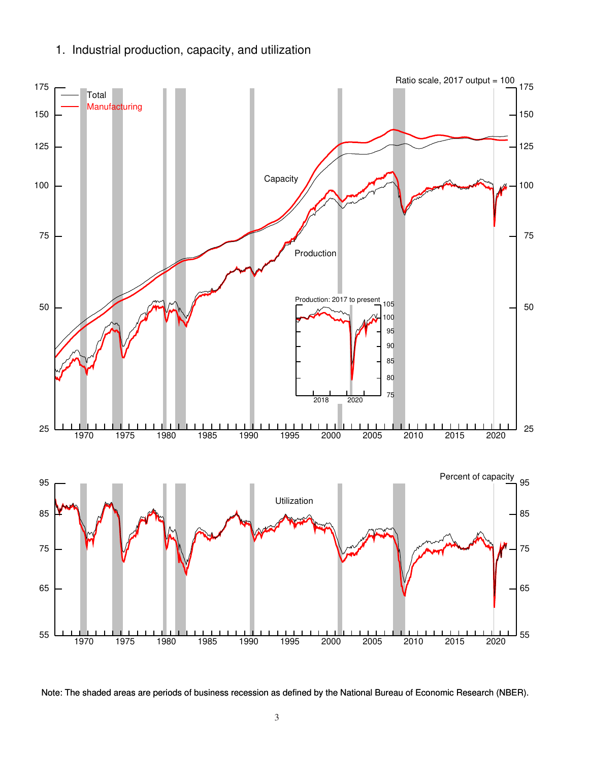1. Industrial production, capacity, and utilization

Note: The shaded areas are periods of business recession as defined by the National Bureau of Economic Research (NBER).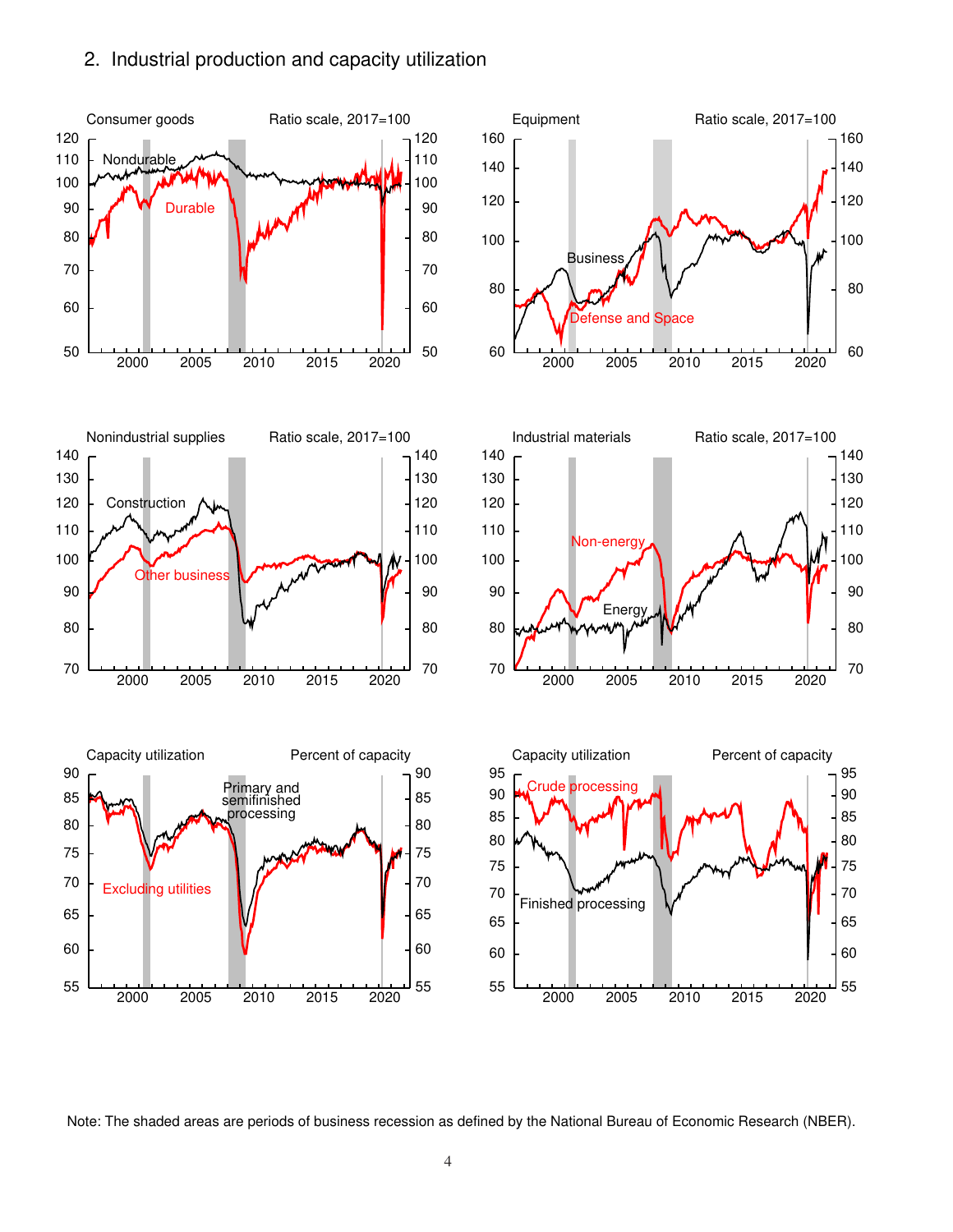## 2. Industrial production and capacity utilization

Note: The shaded areas are periods of business recession as defined by the National Bureau of Economic Research (NBER).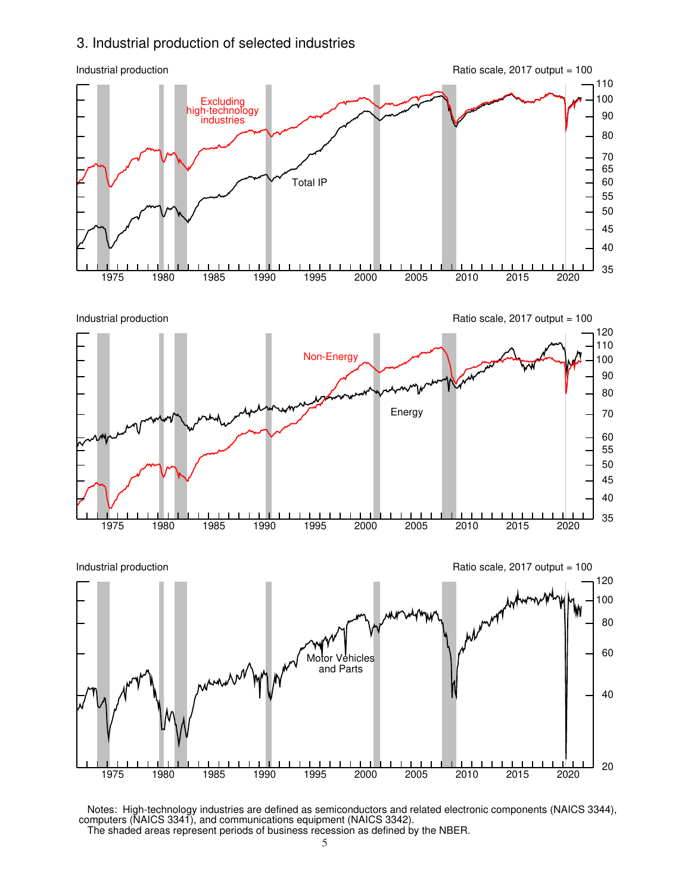## 3. Industrial production of selected industries

Industrial production — Ratio scale, 2017 output = 100

Excluding high-technology industries

Total IP

Industrial production — Ratio scale, 2017 output = 100

Non-Energy

Energy

Industrial production — Ratio scale, 2017 output = 100

Motor Vehicles and Parts

Notes: High-technology industries are defined as semiconductors and related electronic components (NAICS 3344), computers (NAICS 3341), and communications equipment (NAICS 3342).
The shaded areas represent periods of business recession as defined by the NBER.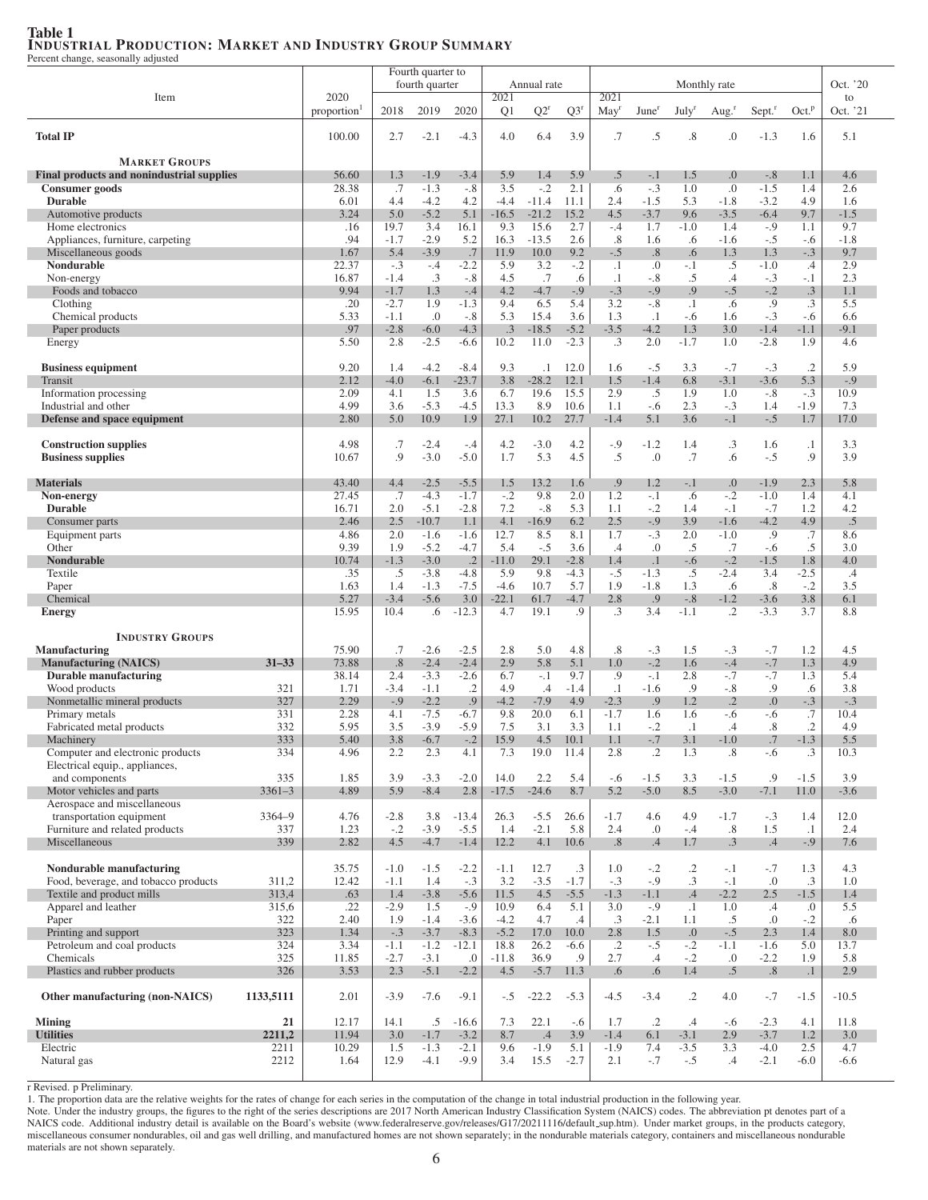**Table 1**
**INDUSTRIAL PRODUCTION: MARKET AND INDUSTRY GROUP SUMMARY**
Percent change, seasonally adjusted

| Item | | 2020 proportion[1] | Fourth quarter to fourth quarter 2018 | 2019 | 2020 | Annual rate 2021 Q1 | Q2[r] | Q3[r] | Monthly rate 2021 May[r] | June[r] | July[r] | Aug.[r] | Sept.[r] | Oct.[p] | Oct. '20 to Oct. '21 |
|---|---|---|---|---|---|---|---|---|---|---|---|---|---|---|---|
| **Total IP** | | 100.00 | 2.7 | -2.1 | -4.3 | 4.0 | 6.4 | 3.9 | .7 | .5 | .8 | .0 | -1.3 | 1.6 | 5.1 |
| **MARKET GROUPS** | | | | | | | | | | | | | | | |
| **Final products and nonindustrial supplies** | | 56.60 | 1.3 | -1.9 | -3.4 | 5.9 | 1.4 | 5.9 | .5 | -.1 | 1.5 | .0 | -.8 | 1.1 | 4.6 |
| **Consumer goods** | | 28.38 | .7 | -1.3 | -.8 | 3.5 | -.2 | 2.1 | .6 | -.3 | 1.0 | .0 | -1.5 | 1.4 | 2.6 |
| **Durable** | | 6.01 | 4.4 | -4.2 | 4.2 | -4.4 | -11.4 | 11.1 | 2.4 | -1.5 | 5.3 | -1.8 | -3.2 | 4.9 | 1.6 |
| Automotive products | | 3.24 | 5.0 | -5.2 | 5.1 | -16.5 | -21.2 | 15.2 | 4.5 | -3.7 | 9.6 | -3.5 | -6.4 | 9.7 | -1.5 |
| Home electronics | | .16 | 19.7 | 3.4 | 16.1 | 9.3 | 15.6 | 2.7 | -.4 | 1.7 | -1.0 | 1.4 | -.9 | 1.1 | 9.7 |
| Appliances, furniture, carpeting | | .94 | -1.7 | -2.9 | 5.2 | 16.3 | -13.5 | 2.6 | .8 | 1.6 | .6 | -1.6 | -.5 | -.6 | -1.8 |
| Miscellaneous goods | | 1.67 | 5.4 | -3.9 | .7 | 11.9 | 10.0 | 9.2 | -.5 | .8 | .6 | 1.3 | 1.3 | -.3 | 9.7 |
| **Nondurable** | | 22.37 | -.3 | -.4 | -2.2 | 5.9 | 3.2 | -.2 | .1 | .0 | -.1 | .5 | -1.0 | .4 | 2.9 |
| Non-energy | | 16.87 | -1.4 | .3 | -.8 | 4.5 | .7 | .6 | .1 | -.8 | .5 | .4 | -.3 | -.1 | 2.3 |
| Foods and tobacco | | 9.94 | -1.7 | 1.3 | -.4 | 4.2 | -4.7 | -.9 | -.3 | -.9 | .9 | -.5 | -.2 | .3 | 1.1 |
| Clothing | | .20 | -2.7 | 1.9 | -1.3 | 9.4 | 6.5 | 5.4 | 3.2 | -.8 | .1 | .6 | .9 | .3 | 5.5 |
| Chemical products | | 5.33 | -1.1 | .0 | -.8 | 5.3 | 15.4 | 3.6 | 1.3 | .1 | -.6 | 1.6 | -.3 | -.6 | 6.6 |
| Paper products | | .97 | -2.8 | -6.0 | -4.3 | .3 | -18.5 | -5.2 | -3.5 | -4.2 | 1.3 | 3.0 | -1.4 | -1.1 | -9.1 |
| Energy | | 5.50 | 2.8 | -2.5 | -6.6 | 10.2 | 11.0 | -2.3 | .3 | 2.0 | -1.7 | 1.0 | -2.8 | 1.9 | 4.6 |
| **Business equipment** | | 9.20 | 1.4 | -4.2 | -8.4 | 9.3 | .1 | 12.0 | 1.6 | -.5 | 3.3 | -.7 | -.3 | .2 | 5.9 |
| Transit | | 2.12 | -4.0 | -6.1 | -23.7 | 3.8 | -28.2 | 12.1 | 1.5 | -1.4 | 6.8 | -3.1 | -3.6 | 5.3 | -.9 |
| Information processing | | 2.09 | 4.1 | 1.5 | 3.6 | 6.7 | 19.6 | 15.5 | 2.9 | .5 | 1.9 | 1.0 | -.8 | -.3 | 10.9 |
| Industrial and other | | 4.99 | 3.6 | -5.3 | -4.5 | 13.3 | 8.9 | 10.6 | 1.1 | -.6 | 2.3 | -.3 | 1.4 | -1.9 | 7.3 |
| **Defense and space equipment** | | 2.80 | 5.0 | 10.9 | 1.9 | 27.1 | 10.2 | 27.7 | -1.4 | 5.1 | 3.6 | -.1 | -.5 | 1.7 | 17.0 |
| **Construction supplies** | | 4.98 | .7 | -2.4 | -.4 | 4.2 | -3.0 | 4.2 | -.9 | -1.2 | 1.4 | .3 | 1.6 | .1 | 3.3 |
| **Business supplies** | | 10.67 | .9 | -3.0 | -5.0 | 1.7 | 5.3 | 4.5 | .5 | .0 | .7 | .6 | -.5 | .9 | 3.9 |
| **Materials** | | 43.40 | 4.4 | -2.5 | -5.5 | 1.5 | 13.2 | 1.6 | .9 | 1.2 | -.1 | .0 | -1.9 | 2.3 | 5.8 |
| **Non-energy** | | 27.45 | .7 | -4.3 | -1.7 | -.2 | 9.8 | 2.0 | 1.2 | -.1 | .6 | -.2 | -1.0 | 1.4 | 4.1 |
| **Durable** | | 16.71 | 2.0 | -5.1 | -2.8 | 7.2 | -.8 | 5.3 | 1.1 | -.2 | 1.4 | -.1 | -.7 | 1.2 | 4.2 |
| Consumer parts | | 2.46 | 2.5 | -10.7 | 1.1 | 4.1 | -16.9 | 6.2 | 2.5 | -.9 | 3.9 | -1.6 | -4.2 | 4.9 | .5 |
| Equipment parts | | 4.86 | 2.0 | -1.6 | -1.6 | 12.7 | 8.5 | 8.1 | 1.7 | -.3 | 2.0 | -1.0 | .9 | .7 | 8.6 |
| Other | | 9.39 | 1.9 | -5.2 | -4.7 | 5.4 | -.5 | 3.6 | .4 | .0 | .5 | .7 | -.6 | .5 | 3.0 |
| **Nondurable** | | 10.74 | -1.3 | -3.0 | .2 | -11.0 | 29.1 | -2.8 | 1.4 | .1 | -.6 | -.2 | -1.5 | 1.8 | 4.0 |
| Textile | | .35 | .5 | -3.8 | -4.8 | 5.9 | 9.8 | -4.3 | -.5 | -1.3 | .5 | -2.4 | 3.4 | -2.5 | .4 |
| Paper | | 1.63 | 1.4 | -1.3 | -7.5 | -4.6 | 10.7 | 5.7 | 1.9 | -1.8 | 1.3 | .6 | .8 | -.2 | 3.5 |
| Chemical | | 5.27 | -3.4 | -5.6 | 3.0 | -22.1 | 61.7 | -4.7 | 2.8 | .9 | -.8 | -1.2 | -3.6 | 3.8 | 6.1 |
| **Energy** | | 15.95 | 10.4 | .6 | -12.3 | 4.7 | 19.1 | .9 | .3 | 3.4 | -1.1 | .2 | -3.3 | 3.7 | 8.8 |
| **INDUSTRY GROUPS** | | | | | | | | | | | | | | | |
| **Manufacturing** | | 75.90 | .7 | -2.6 | -2.5 | 2.8 | 5.0 | 4.8 | .8 | -.3 | 1.5 | -.3 | -.7 | 1.2 | 4.5 |
| **Manufacturing (NAICS)** | 31–33 | 73.88 | .8 | -2.4 | -2.4 | 2.9 | 5.8 | 5.1 | 1.0 | -.2 | 1.6 | -.4 | -.7 | 1.3 | 4.9 |
| **Durable manufacturing** | | 38.14 | 2.4 | -3.3 | -2.6 | 6.7 | -.1 | 9.7 | .9 | -.1 | 2.8 | -.7 | -.7 | 1.3 | 5.4 |
| Wood products | 321 | 1.71 | -3.4 | -1.1 | .2 | 4.9 | .4 | -1.4 | .1 | -1.6 | .9 | -.8 | .9 | .6 | 3.8 |
| Nonmetallic mineral products | 327 | 2.29 | -.9 | -2.2 | .9 | -4.2 | -7.9 | 4.9 | -2.3 | .9 | 1.2 | .2 | .0 | -.3 | -.3 |
| Primary metals | 331 | 2.28 | 4.1 | -7.5 | -6.7 | 9.8 | 20.0 | 6.1 | -1.7 | 1.6 | 1.6 | -.6 | -.6 | .7 | 10.4 |
| Fabricated metal products | 332 | 5.95 | 3.5 | -3.9 | -5.9 | 7.5 | 3.1 | 3.3 | 1.1 | -.2 | .1 | .4 | .8 | .2 | 4.9 |
| Machinery | 333 | 5.40 | 3.8 | -6.7 | -.2 | 15.9 | 4.5 | 10.1 | 1.1 | -.7 | 3.1 | -1.0 | .7 | -1.3 | 5.5 |
| Computer and electronic products | 334 | 4.96 | 2.2 | 2.3 | 4.1 | 7.3 | 19.0 | 11.4 | 2.8 | .2 | 1.3 | .8 | -.6 | .3 | 10.3 |
| Electrical equip., appliances, and components | 335 | 1.85 | 3.9 | -3.3 | -2.0 | 14.0 | 2.2 | 5.4 | -.6 | -1.5 | 3.3 | -1.5 | .9 | -1.5 | 3.9 |
| Motor vehicles and parts | 3361–3 | 4.89 | 5.9 | -8.4 | 2.8 | -17.5 | -24.6 | 8.7 | 5.2 | -5.0 | 8.5 | -3.0 | -7.1 | 11.0 | -3.6 |
| Aerospace and miscellaneous transportation equipment | 3364–9 | 4.76 | -2.8 | 3.8 | -13.4 | 26.3 | -5.5 | 26.6 | -1.7 | 4.6 | 4.9 | -1.7 | -.3 | 1.4 | 12.0 |
| Furniture and related products | 337 | 1.23 | -.2 | -3.9 | -5.5 | 1.4 | -2.1 | 5.8 | 2.4 | .0 | -.4 | .8 | 1.5 | .1 | 2.4 |
| Miscellaneous | 339 | 2.82 | 4.5 | -4.7 | -1.4 | 12.2 | 4.1 | 10.6 | .8 | .4 | 1.7 | .3 | .4 | -.9 | 7.6 |
| **Nondurable manufacturing** | | 35.75 | -1.0 | -1.5 | -2.2 | -1.1 | 12.7 | .3 | 1.0 | -.2 | .2 | -.1 | -.7 | 1.3 | 4.3 |
| Food, beverage, and tobacco products | 311,2 | 12.42 | -1.1 | 1.4 | -.3 | 3.2 | -3.5 | -1.7 | -.3 | -.9 | .3 | -.1 | .0 | .3 | 1.0 |
| Textile and product mills | 313,4 | .63 | 1.4 | -3.8 | -5.6 | 11.5 | 4.5 | -5.5 | -1.3 | -1.1 | .4 | -2.2 | 2.5 | -1.5 | 1.4 |
| Apparel and leather | 315,6 | .22 | -2.9 | 1.5 | -.9 | 10.9 | 6.4 | 5.1 | 3.0 | -.9 | .1 | 1.0 | .4 | .0 | 5.5 |
| Paper | 322 | 2.40 | 1.9 | -1.4 | -3.6 | -4.2 | 4.7 | .4 | .3 | -2.1 | 1.1 | .5 | .0 | -.2 | .6 |
| Printing and support | 323 | 1.34 | -.3 | -3.7 | -8.3 | -5.2 | 17.0 | 10.0 | 2.8 | 1.5 | .0 | -.5 | 2.3 | 1.4 | 8.0 |
| Petroleum and coal products | 324 | 3.34 | -1.1 | -1.2 | -12.1 | 18.8 | 26.2 | -6.6 | .2 | -.5 | -.2 | -1.1 | -1.6 | 5.0 | 13.7 |
| Chemicals | 325 | 11.85 | -2.7 | -3.1 | .0 | -11.8 | 36.9 | .9 | 2.7 | .4 | -.2 | .0 | -2.2 | 1.9 | 5.8 |
| Plastics and rubber products | 326 | 3.53 | 2.3 | -5.1 | -2.2 | 4.5 | -5.7 | 11.3 | .6 | .6 | 1.4 | .5 | .8 | .1 | 2.9 |
| **Other manufacturing (non-NAICS)** | 1133,5111 | 2.01 | -3.9 | -7.6 | -9.1 | -.5 | -22.2 | -5.3 | -4.5 | -3.4 | .2 | 4.0 | -.7 | -1.5 | -10.5 |
| **Mining** | 21 | 12.17 | 14.1 | .5 | -16.6 | 7.3 | 22.1 | -.6 | 1.7 | .2 | .4 | -.6 | -2.3 | 4.1 | 11.8 |
| **Utilities** | 2211,2 | 11.94 | 3.0 | -1.7 | -3.2 | 8.7 | .4 | 3.9 | -1.4 | 6.1 | -3.1 | 2.9 | -3.7 | 1.2 | 3.0 |
| Electric | 2211 | 10.29 | 1.5 | -1.3 | -2.1 | 9.6 | -1.9 | 5.1 | -1.9 | 7.4 | -3.5 | 3.3 | -4.0 | 2.5 | 4.7 |
| Natural gas | 2212 | 1.64 | 12.9 | -4.1 | -9.9 | 3.4 | 15.5 | -2.7 | 2.1 | -.7 | -.5 | .4 | -2.1 | -6.0 | -6.6 |

r Revised. p Preliminary.

1. The proportion data are the relative weights for the rates of change for each series in the computation of the change in total industrial production in the following year.

Note. Under the industry groups, the figures to the right of the series descriptions are 2017 North American Industry Classification System (NAICS) codes. The abbreviation pt denotes part of a NAICS code. Additional industry detail is available on the Board's website (www.federalreserve.gov/releases/G17/20211116/default_sup.htm). Under market groups, in the products category, miscellaneous consumer nondurables, oil and gas well drilling, and manufactured homes are not shown separately; in the nondurable materials category, containers and miscellaneous nondurable materials are not shown separately.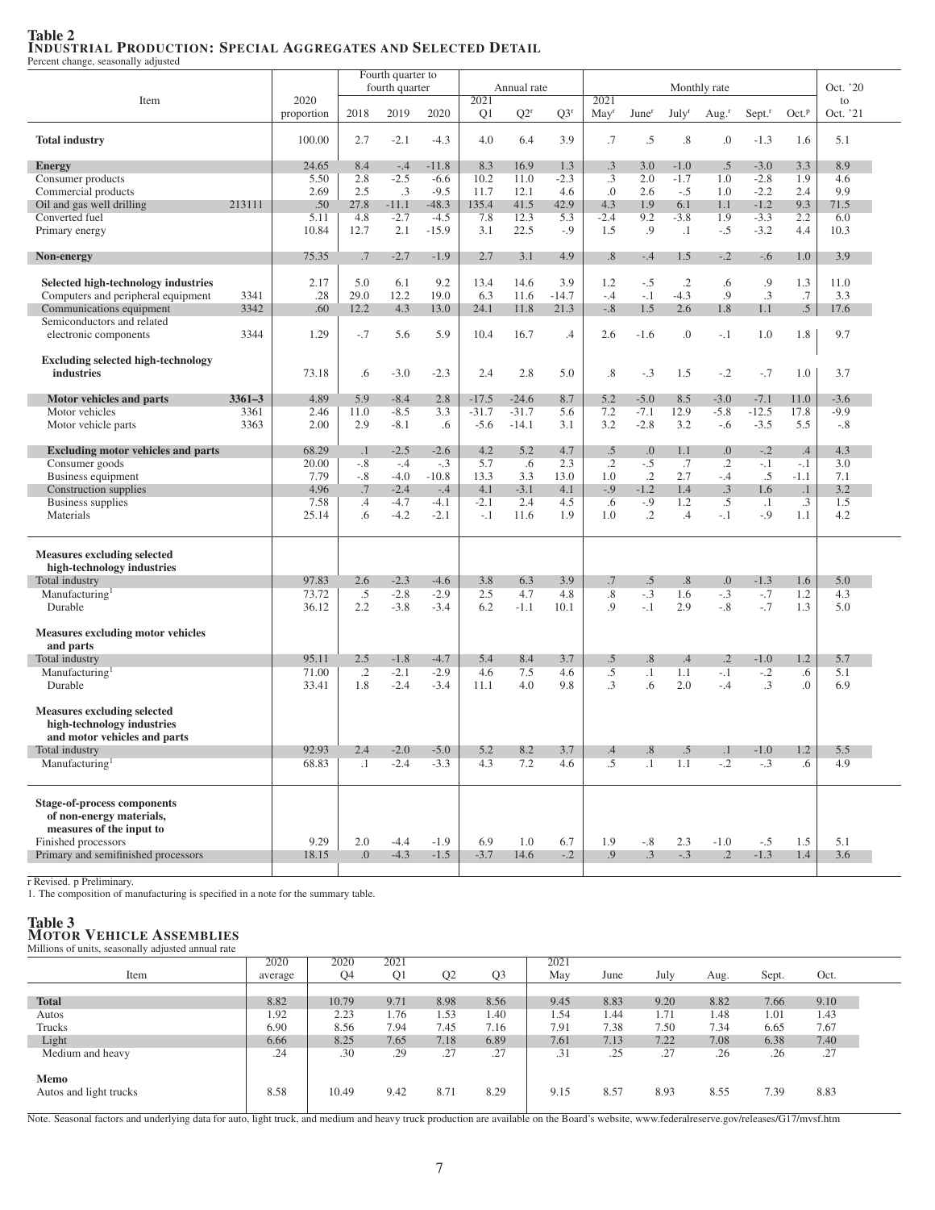**Table 2**
**INDUSTRIAL PRODUCTION: SPECIAL AGGREGATES AND SELECTED DETAIL**
Percent change, seasonally adjusted

| Item | | 2020 proportion | Fourth quarter to fourth quarter 2018 | 2019 | 2020 | Annual rate 2021 Q1 | Q2[r] | Q3[r] | Monthly rate 2021 May[r] | June[r] | July[r] | Aug.[r] | Sept.[r] | Oct.[p] | Oct. '20 to Oct. '21 |
|---|---|---|---|---|---|---|---|---|---|---|---|---|---|---|---|
| **Total industry** | | 100.00 | 2.7 | -2.1 | -4.3 | 4.0 | 6.4 | 3.9 | .7 | .5 | .8 | .0 | -1.3 | 1.6 | 5.1 |
| **Energy** | | 24.65 | 8.4 | -.4 | -11.8 | 8.3 | 16.9 | 1.3 | .3 | 3.0 | -1.0 | .5 | -3.0 | 3.3 | 8.9 |
| Consumer products | | 5.50 | 2.8 | -2.5 | -6.6 | 10.2 | 11.0 | -2.3 | .3 | 2.0 | -1.7 | 1.0 | -2.8 | 1.9 | 4.6 |
| Commercial products | | 2.69 | 2.5 | .3 | -9.5 | 11.7 | 12.1 | 4.6 | .0 | 2.6 | -.5 | 1.0 | -2.2 | 2.4 | 9.9 |
| Oil and gas well drilling | 213111 | .50 | 27.8 | -11.1 | -48.3 | 135.4 | 41.5 | 42.9 | 4.3 | 1.9 | 6.1 | 1.1 | -1.2 | 9.3 | 71.5 |
| Converted fuel | | 5.11 | 4.8 | -2.7 | -4.5 | 7.8 | 12.3 | 5.3 | -2.4 | 9.2 | -3.8 | 1.9 | -3.3 | 2.2 | 6.0 |
| Primary energy | | 10.84 | 12.7 | 2.1 | -15.9 | 3.1 | 22.5 | -.9 | 1.5 | .9 | .1 | -.5 | -3.2 | 4.4 | 10.3 |
| **Non-energy** | | 75.35 | .7 | -2.7 | -1.9 | 2.7 | 3.1 | 4.9 | .8 | -.4 | 1.5 | -.2 | -.6 | 1.0 | 3.9 |
| **Selected high-technology industries** | | 2.17 | 5.0 | 6.1 | 9.2 | 13.4 | 14.6 | 3.9 | 1.2 | -.5 | .2 | .6 | .9 | 1.3 | 11.0 |
| Computers and peripheral equipment | 3341 | .28 | 29.0 | 12.2 | 19.0 | 6.3 | 11.6 | -14.7 | -.4 | -.1 | -4.3 | .9 | .3 | .7 | 3.3 |
| Communications equipment | 3342 | .60 | 12.2 | 4.3 | 13.0 | 24.1 | 11.8 | 21.3 | -.8 | 1.5 | 2.6 | 1.8 | 1.1 | .5 | 17.6 |
| Semiconductors and related electronic components | 3344 | 1.29 | -.7 | 5.6 | 5.9 | 10.4 | 16.7 | .4 | 2.6 | -1.6 | .0 | -.1 | 1.0 | 1.8 | 9.7 |
| **Excluding selected high-technology industries** | | 73.18 | .6 | -3.0 | -2.3 | 2.4 | 2.8 | 5.0 | .8 | -.3 | 1.5 | -.2 | -.7 | 1.0 | 3.7 |
| **Motor vehicles and parts** | **3361–3** | 4.89 | 5.9 | -8.4 | 2.8 | -17.5 | -24.6 | 8.7 | 5.2 | -5.0 | 8.5 | -3.0 | -7.1 | 11.0 | -3.6 |
| Motor vehicles | 3361 | 2.46 | 11.0 | -8.5 | 3.3 | -31.7 | -31.7 | 5.6 | 7.2 | -7.1 | 12.9 | -5.8 | -12.5 | 17.8 | -9.9 |
| Motor vehicle parts | 3363 | 2.00 | 2.9 | -8.1 | .6 | -5.6 | -14.1 | 3.1 | 3.2 | -2.8 | 3.2 | -.6 | -3.5 | 5.5 | -.8 |
| **Excluding motor vehicles and parts** | | 68.29 | .1 | -2.5 | -2.6 | 4.2 | 5.2 | 4.7 | .5 | .0 | 1.1 | .0 | -.2 | .4 | 4.3 |
| Consumer goods | | 20.00 | -.8 | -.4 | -.3 | 5.7 | .6 | 2.3 | .2 | -.5 | .7 | .2 | -.1 | -.1 | 3.0 |
| Business equipment | | 7.79 | -.8 | -4.0 | -10.8 | 13.3 | 3.3 | 13.0 | 1.0 | .2 | 2.7 | -.4 | .5 | -1.1 | 7.1 |
| Construction supplies | | 4.96 | .7 | -2.4 | -.4 | 4.1 | -3.1 | 4.1 | -.9 | -1.2 | 1.4 | .3 | 1.6 | .1 | 3.2 |
| Business supplies | | 7.58 | .4 | -4.7 | -4.1 | -2.1 | 2.4 | 4.5 | .6 | -.9 | 1.2 | .5 | .1 | .3 | 1.5 |
| Materials | | 25.14 | .6 | -4.2 | -2.1 | -.1 | 11.6 | 1.9 | 1.0 | .2 | .4 | -.1 | -.9 | 1.1 | 4.2 |
| **Measures excluding selected high-technology industries** | | | | | | | | | | | | | | | |
| Total industry | | 97.83 | 2.6 | -2.3 | -4.6 | 3.8 | 6.3 | 3.9 | .7 | .5 | .8 | .0 | -1.3 | 1.6 | 5.0 |
| Manufacturing[1] | | 73.72 | .5 | -2.8 | -2.9 | 2.5 | 4.7 | 4.8 | .8 | -.3 | 1.6 | -.3 | -.7 | 1.2 | 4.3 |
| Durable | | 36.12 | 2.2 | -3.8 | -3.4 | 6.2 | -1.1 | 10.1 | .9 | -.1 | 2.9 | -.8 | -.7 | 1.3 | 5.0 |
| **Measures excluding motor vehicles and parts** | | | | | | | | | | | | | | | |
| Total industry | | 95.11 | 2.5 | -1.8 | -4.7 | 5.4 | 8.4 | 3.7 | .5 | .8 | .4 | .2 | -1.0 | 1.2 | 5.7 |
| Manufacturing[1] | | 71.00 | .2 | -2.1 | -2.9 | 4.6 | 7.5 | 4.6 | .5 | .1 | 1.1 | -.1 | -.2 | .6 | 5.1 |
| Durable | | 33.41 | 1.8 | -2.4 | -3.4 | 11.1 | 4.0 | 9.8 | .3 | .6 | 2.0 | -.4 | .3 | .0 | 6.9 |
| **Measures excluding selected high-technology industries and motor vehicles and parts** | | | | | | | | | | | | | | | |
| Total industry | | 92.93 | 2.4 | -2.0 | -5.0 | 5.2 | 8.2 | 3.7 | .4 | .8 | .5 | .1 | -1.0 | 1.2 | 5.5 |
| Manufacturing[1] | | 68.83 | .1 | -2.4 | -3.3 | 4.3 | 7.2 | 4.6 | .5 | .1 | 1.1 | -.2 | -.3 | .6 | 4.9 |
| **Stage-of-process components of non-energy materials, measures of the input to** | | | | | | | | | | | | | | | |
| Finished processors | | 9.29 | 2.0 | -4.4 | -1.9 | 6.9 | 1.0 | 6.7 | 1.9 | -.8 | 2.3 | -1.0 | -.5 | 1.5 | 5.1 |
| Primary and semifinished processors | | 18.15 | .0 | -4.3 | -1.5 | -3.7 | 14.6 | -.2 | .9 | .3 | -.3 | .2 | -1.3 | 1.4 | 3.6 |

r Revised. p Preliminary.
1. The composition of manufacturing is specified in a note for the summary table.

**Table 3**
**MOTOR VEHICLE ASSEMBLIES**
Millions of units, seasonally adjusted annual rate

| Item | 2020 average | 2020 Q4 | 2021 Q1 | Q2 | Q3 | 2021 May | June | July | Aug. | Sept. | Oct. |
|---|---|---|---|---|---|---|---|---|---|---|---|
| **Total** | 8.82 | 10.79 | 9.71 | 8.98 | 8.56 | 9.45 | 8.83 | 9.20 | 8.82 | 7.66 | 9.10 |
| Autos | 1.92 | 2.23 | 1.76 | 1.53 | 1.40 | 1.54 | 1.44 | 1.71 | 1.48 | 1.01 | 1.43 |
| Trucks | 6.90 | 8.56 | 7.94 | 7.45 | 7.16 | 7.91 | 7.38 | 7.50 | 7.34 | 6.65 | 7.67 |
| Light | 6.66 | 8.25 | 7.65 | 7.18 | 6.89 | 7.61 | 7.13 | 7.22 | 7.08 | 6.38 | 7.40 |
| Medium and heavy | .24 | .30 | .29 | .27 | .27 | .31 | .25 | .27 | .26 | .26 | .27 |
| **Memo** | | | | | | | | | | | |
| Autos and light trucks | 8.58 | 10.49 | 9.42 | 8.71 | 8.29 | 9.15 | 8.57 | 8.93 | 8.55 | 7.39 | 8.83 |

Note. Seasonal factors and underlying data for auto, light truck, and medium and heavy truck production are available on the Board's website, www.federalreserve.gov/releases/G17/mvsf.htm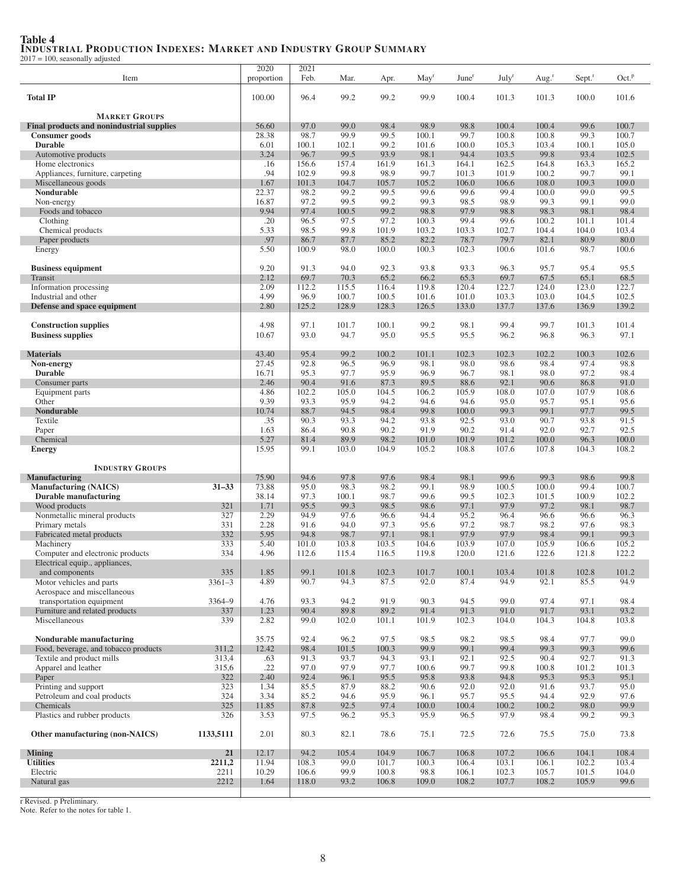**Table 4**
**Industrial Production Indexes: Market and Industry Group Summary**
2017 = 100, seasonally adjusted

| Item | | 2020 proportion | 2021 Feb. | Mar. | Apr. | May[r] | June[r] | July[r] | Aug.[r] | Sept.[r] | Oct.[p] |
|---|---|---|---|---|---|---|---|---|---|---|---|
| **Total IP** | | 100.00 | 96.4 | 99.2 | 99.2 | 99.9 | 100.4 | 101.3 | 101.3 | 100.0 | 101.6 |
| **Market Groups** | | | | | | | | | | | |
| **Final products and nonindustrial supplies** | | 56.60 | 97.0 | 99.0 | 98.4 | 98.9 | 98.8 | 100.4 | 100.4 | 99.6 | 100.7 |
| **Consumer goods** | | 28.38 | 98.7 | 99.9 | 99.5 | 100.1 | 99.7 | 100.8 | 100.8 | 99.3 | 100.7 |
| **Durable** | | 6.01 | 100.1 | 102.1 | 99.2 | 101.6 | 100.0 | 105.3 | 103.4 | 100.1 | 105.0 |
| Automotive products | | 3.24 | 96.7 | 99.5 | 93.9 | 98.1 | 94.4 | 103.5 | 99.8 | 93.4 | 102.5 |
| Home electronics | | .16 | 156.6 | 157.4 | 161.9 | 161.3 | 164.1 | 162.5 | 164.8 | 163.3 | 165.2 |
| Appliances, furniture, carpeting | | .94 | 102.9 | 99.8 | 98.9 | 99.7 | 101.3 | 101.9 | 100.2 | 99.7 | 99.1 |
| Miscellaneous goods | | 1.67 | 101.3 | 104.7 | 105.7 | 105.2 | 106.0 | 106.6 | 108.0 | 109.3 | 109.0 |
| **Nondurable** | | 22.37 | 98.2 | 99.2 | 99.5 | 99.6 | 99.6 | 99.4 | 100.0 | 99.0 | 99.5 |
| Non-energy | | 16.87 | 97.2 | 99.5 | 99.2 | 99.3 | 98.5 | 98.9 | 99.3 | 99.1 | 99.0 |
| Foods and tobacco | | 9.94 | 97.4 | 100.5 | 99.2 | 98.8 | 97.9 | 98.8 | 98.3 | 98.1 | 98.4 |
| Clothing | | .20 | 96.5 | 97.5 | 97.2 | 100.3 | 99.4 | 99.6 | 100.2 | 101.1 | 101.4 |
| Chemical products | | 5.33 | 98.5 | 99.8 | 101.9 | 103.2 | 103.3 | 102.7 | 104.4 | 104.0 | 103.4 |
| Paper products | | .97 | 86.7 | 87.7 | 85.2 | 82.2 | 78.7 | 79.7 | 82.1 | 80.9 | 80.0 |
| Energy | | 5.50 | 100.9 | 98.0 | 100.0 | 100.3 | 102.3 | 100.6 | 101.6 | 98.7 | 100.6 |
| **Business equipment** | | 9.20 | 91.3 | 94.0 | 92.3 | 93.8 | 93.3 | 96.3 | 95.7 | 95.4 | 95.5 |
| Transit | | 2.12 | 69.7 | 70.3 | 65.2 | 66.2 | 65.3 | 69.7 | 67.5 | 65.1 | 68.5 |
| Information processing | | 2.09 | 112.2 | 115.5 | 116.4 | 119.8 | 120.4 | 122.7 | 124.0 | 123.0 | 122.7 |
| Industrial and other | | 4.99 | 96.9 | 100.7 | 100.5 | 101.6 | 101.0 | 103.3 | 103.0 | 104.5 | 102.5 |
| **Defense and space equipment** | | 2.80 | 125.2 | 128.9 | 128.3 | 126.5 | 133.0 | 137.7 | 137.6 | 136.9 | 139.2 |
| **Construction supplies** | | 4.98 | 97.1 | 101.7 | 100.1 | 99.2 | 98.1 | 99.4 | 99.7 | 101.3 | 101.4 |
| **Business supplies** | | 10.67 | 93.0 | 94.7 | 95.0 | 95.5 | 95.5 | 96.2 | 96.8 | 96.3 | 97.1 |
| **Materials** | | 43.40 | 95.4 | 99.2 | 100.2 | 101.1 | 102.3 | 102.3 | 102.2 | 100.3 | 102.6 |
| **Non-energy** | | 27.45 | 92.8 | 96.5 | 96.9 | 98.1 | 98.0 | 98.6 | 98.4 | 97.4 | 98.8 |
| **Durable** | | 16.71 | 95.3 | 97.7 | 95.9 | 96.9 | 96.7 | 98.1 | 98.0 | 97.2 | 98.4 |
| Consumer parts | | 2.46 | 90.4 | 91.6 | 87.3 | 89.5 | 88.6 | 92.1 | 90.6 | 86.8 | 91.0 |
| Equipment parts | | 4.86 | 102.2 | 105.0 | 104.5 | 106.2 | 105.9 | 108.0 | 107.0 | 107.9 | 108.6 |
| Other | | 9.39 | 93.3 | 95.9 | 94.2 | 94.6 | 94.6 | 95.0 | 95.7 | 95.1 | 95.6 |
| **Nondurable** | | 10.74 | 88.7 | 94.5 | 98.4 | 99.8 | 100.0 | 99.3 | 99.1 | 97.7 | 99.5 |
| Textile | | .35 | 90.3 | 93.3 | 94.2 | 93.8 | 92.5 | 93.0 | 90.7 | 93.8 | 91.5 |
| Paper | | 1.63 | 86.4 | 90.8 | 90.2 | 91.9 | 90.2 | 91.4 | 92.0 | 92.7 | 92.5 |
| Chemical | | 5.27 | 81.4 | 89.9 | 98.2 | 101.0 | 101.9 | 101.2 | 100.0 | 96.3 | 100.0 |
| **Energy** | | 15.95 | 99.1 | 103.0 | 104.9 | 105.2 | 108.8 | 107.6 | 107.8 | 104.3 | 108.2 |
| **Industry Groups** | | | | | | | | | | | |
| **Manufacturing** | | 75.90 | 94.6 | 97.8 | 97.6 | 98.4 | 98.1 | 99.6 | 99.3 | 98.6 | 99.8 |
| **Manufacturing (NAICS)** | **31–33** | 73.88 | 95.0 | 98.3 | 98.2 | 99.1 | 98.9 | 100.5 | 100.0 | 99.4 | 100.7 |
| **Durable manufacturing** | | 38.14 | 97.3 | 100.1 | 98.7 | 99.6 | 99.5 | 102.3 | 101.5 | 100.9 | 102.2 |
| Wood products | 321 | 1.71 | 95.5 | 99.3 | 98.5 | 98.6 | 97.1 | 97.9 | 97.2 | 98.1 | 98.7 |
| Nonmetallic mineral products | 327 | 2.29 | 94.9 | 97.6 | 96.6 | 94.4 | 95.2 | 96.4 | 96.6 | 96.6 | 96.3 |
| Primary metals | 331 | 2.28 | 91.6 | 94.0 | 97.3 | 95.6 | 97.2 | 98.7 | 98.2 | 97.6 | 98.3 |
| Fabricated metal products | 332 | 5.95 | 94.8 | 98.7 | 97.1 | 98.1 | 97.9 | 97.9 | 98.4 | 99.1 | 99.3 |
| Machinery | 333 | 5.40 | 101.0 | 103.8 | 103.5 | 104.6 | 103.9 | 107.0 | 105.9 | 106.6 | 105.2 |
| Computer and electronic products | 334 | 4.96 | 112.6 | 115.4 | 116.5 | 119.8 | 120.0 | 121.6 | 122.6 | 121.8 | 122.2 |
| Electrical equip., appliances, and components | 335 | 1.85 | 99.1 | 101.8 | 102.3 | 101.7 | 100.1 | 103.4 | 101.8 | 102.8 | 101.2 |
| Motor vehicles and parts | 3361–3 | 4.89 | 90.7 | 94.3 | 87.5 | 92.0 | 87.4 | 94.9 | 92.1 | 85.5 | 94.9 |
| Aerospace and miscellaneous transportation equipment | 3364–9 | 4.76 | 93.3 | 94.2 | 91.9 | 90.3 | 94.5 | 99.0 | 97.4 | 97.1 | 98.4 |
| Furniture and related products | 337 | 1.23 | 90.4 | 89.8 | 89.2 | 91.4 | 91.3 | 91.0 | 91.7 | 93.1 | 93.2 |
| Miscellaneous | 339 | 2.82 | 99.0 | 102.0 | 101.1 | 101.9 | 102.3 | 104.0 | 104.3 | 104.8 | 103.8 |
| **Nondurable manufacturing** | | 35.75 | 92.4 | 96.2 | 97.5 | 98.5 | 98.2 | 98.5 | 98.4 | 97.7 | 99.0 |
| Food, beverage, and tobacco products | 311,2 | 12.42 | 98.4 | 101.5 | 100.3 | 99.9 | 99.1 | 99.4 | 99.3 | 99.3 | 99.6 |
| Textile and product mills | 313,4 | .63 | 91.3 | 93.7 | 94.3 | 93.1 | 92.1 | 92.5 | 90.4 | 92.7 | 91.3 |
| Apparel and leather | 315,6 | .22 | 97.0 | 97.9 | 97.7 | 100.6 | 99.7 | 99.8 | 100.8 | 101.2 | 101.3 |
| Paper | 322 | 2.40 | 92.4 | 96.1 | 95.5 | 95.8 | 93.8 | 94.8 | 95.3 | 95.3 | 95.1 |
| Printing and support | 323 | 1.34 | 85.5 | 87.9 | 88.2 | 90.6 | 92.0 | 92.0 | 91.6 | 93.7 | 95.0 |
| Petroleum and coal products | 324 | 3.34 | 85.2 | 94.6 | 95.9 | 96.1 | 95.7 | 95.5 | 94.4 | 92.9 | 97.6 |
| Chemicals | 325 | 11.85 | 87.8 | 92.5 | 97.4 | 100.0 | 100.4 | 100.2 | 100.2 | 98.0 | 99.9 |
| Plastics and rubber products | 326 | 3.53 | 97.5 | 96.2 | 95.3 | 95.9 | 96.5 | 97.9 | 98.4 | 99.2 | 99.3 |
| **Other manufacturing (non-NAICS)** | **1133,5111** | 2.01 | 80.3 | 82.1 | 78.6 | 75.1 | 72.5 | 72.6 | 75.5 | 75.0 | 73.8 |
| **Mining** | **21** | 12.17 | 94.2 | 105.4 | 104.9 | 106.7 | 106.8 | 107.2 | 106.6 | 104.1 | 108.4 |
| **Utilities** | **2211,2** | 11.94 | 108.3 | 99.0 | 101.7 | 100.3 | 106.4 | 103.1 | 106.1 | 102.2 | 103.4 |
| Electric | 2211 | 10.29 | 106.6 | 99.9 | 100.8 | 98.8 | 106.1 | 102.3 | 105.7 | 101.5 | 104.0 |
| Natural gas | 2212 | 1.64 | 118.0 | 93.2 | 106.8 | 109.0 | 108.2 | 107.7 | 108.2 | 105.9 | 99.6 |

r Revised. p Preliminary.
Note. Refer to the notes for table 1.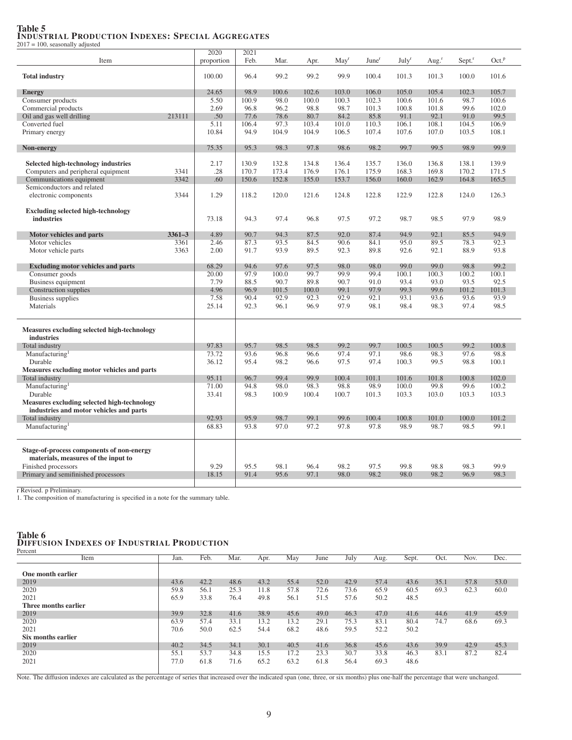## Table 5
### Industrial Production Indexes: Special Aggregates

2017 = 100, seasonally adjusted

| Item | | 2020 proportion | 2021 Feb. | Mar. | Apr. | May[r] | June[r] | July[r] | Aug.[r] | Sept.[r] | Oct.[p] |
|---|---|---|---|---|---|---|---|---|---|---|---|
| **Total industry** | | 100.00 | 96.4 | 99.2 | 99.2 | 99.9 | 100.4 | 101.3 | 101.3 | 100.0 | 101.6 |
| **Energy** | | 24.65 | 98.9 | 100.6 | 102.6 | 103.0 | 106.0 | 105.0 | 105.4 | 102.3 | 105.7 |
| Consumer products | | 5.50 | 100.9 | 98.0 | 100.0 | 100.3 | 102.3 | 100.6 | 101.6 | 98.7 | 100.6 |
| Commercial products | | 2.69 | 96.8 | 96.2 | 98.8 | 98.7 | 101.3 | 100.8 | 101.8 | 99.6 | 102.0 |
| Oil and gas well drilling | 213111 | .50 | 77.6 | 78.6 | 80.7 | 84.2 | 85.8 | 91.1 | 92.1 | 91.0 | 99.5 |
| Converted fuel | | 5.11 | 106.4 | 97.3 | 103.4 | 101.0 | 110.3 | 106.1 | 108.1 | 104.5 | 106.9 |
| Primary energy | | 10.84 | 94.9 | 104.9 | 104.9 | 106.5 | 107.4 | 107.6 | 107.0 | 103.5 | 108.1 |
| **Non-energy** | | 75.35 | 95.3 | 98.3 | 97.8 | 98.6 | 98.2 | 99.7 | 99.5 | 98.9 | 99.9 |
| **Selected high-technology industries** | | 2.17 | 130.9 | 132.8 | 134.8 | 136.4 | 135.7 | 136.0 | 136.8 | 138.1 | 139.9 |
| Computers and peripheral equipment | 3341 | .28 | 170.7 | 173.4 | 176.9 | 176.1 | 175.9 | 168.3 | 169.8 | 170.2 | 171.5 |
| Communications equipment | 3342 | .60 | 150.6 | 152.8 | 155.0 | 153.7 | 156.0 | 160.0 | 162.9 | 164.8 | 165.5 |
| Semiconductors and related electronic components | 3344 | 1.29 | 118.2 | 120.0 | 121.6 | 124.8 | 122.8 | 122.9 | 122.8 | 124.0 | 126.3 |
| **Excluding selected high-technology industries** | | 73.18 | 94.3 | 97.4 | 96.8 | 97.5 | 97.2 | 98.7 | 98.5 | 97.9 | 98.9 |
| **Motor vehicles and parts** | **3361–3** | 4.89 | 90.7 | 94.3 | 87.5 | 92.0 | 87.4 | 94.9 | 92.1 | 85.5 | 94.9 |
| Motor vehicles | 3361 | 2.46 | 87.3 | 93.5 | 84.5 | 90.6 | 84.1 | 95.0 | 89.5 | 78.3 | 92.3 |
| Motor vehicle parts | 3363 | 2.00 | 91.7 | 93.9 | 89.5 | 92.3 | 89.8 | 92.6 | 92.1 | 88.9 | 93.8 |
| **Excluding motor vehicles and parts** | | 68.29 | 94.6 | 97.6 | 97.5 | 98.0 | 98.0 | 99.0 | 99.0 | 98.8 | 99.2 |
| Consumer goods | | 20.00 | 97.9 | 100.0 | 99.7 | 99.9 | 99.4 | 100.1 | 100.3 | 100.2 | 100.1 |
| Business equipment | | 7.79 | 88.5 | 90.7 | 89.8 | 90.7 | 91.0 | 93.4 | 93.0 | 93.5 | 92.5 |
| Construction supplies | | 4.96 | 96.9 | 101.5 | 100.0 | 99.1 | 97.9 | 99.3 | 99.6 | 101.2 | 101.3 |
| Business supplies | | 7.58 | 90.4 | 92.9 | 92.3 | 92.9 | 92.1 | 93.1 | 93.6 | 93.6 | 93.9 |
| Materials | | 25.14 | 92.3 | 96.1 | 96.9 | 97.9 | 98.1 | 98.4 | 98.3 | 97.4 | 98.5 |
| **Measures excluding selected high-technology industries** | | | | | | | | | | | |
| Total industry | | 97.83 | 95.7 | 98.5 | 98.5 | 99.2 | 99.7 | 100.5 | 100.5 | 99.2 | 100.8 |
| Manufacturing[1] | | 73.72 | 93.6 | 96.8 | 96.6 | 97.4 | 97.1 | 98.6 | 98.3 | 97.6 | 98.8 |
| Durable | | 36.12 | 95.4 | 98.2 | 96.6 | 97.5 | 97.4 | 100.3 | 99.5 | 98.8 | 100.1 |
| **Measures excluding motor vehicles and parts** | | | | | | | | | | | |
| Total industry | | 95.11 | 96.7 | 99.4 | 99.9 | 100.4 | 101.1 | 101.6 | 101.8 | 100.8 | 102.0 |
| Manufacturing[1] | | 71.00 | 94.8 | 98.0 | 98.3 | 98.8 | 98.9 | 100.0 | 99.8 | 99.6 | 100.2 |
| Durable | | 33.41 | 98.3 | 100.9 | 100.4 | 100.7 | 101.3 | 103.3 | 103.0 | 103.3 | 103.3 |
| **Measures excluding selected high-technology industries and motor vehicles and parts** | | | | | | | | | | | |
| Total industry | | 92.93 | 95.9 | 98.7 | 99.1 | 99.6 | 100.4 | 100.8 | 101.0 | 100.0 | 101.2 |
| Manufacturing[1] | | 68.83 | 93.8 | 97.0 | 97.2 | 97.8 | 97.8 | 98.9 | 98.7 | 98.5 | 99.1 |
| **Stage-of-process components of non-energy materials, measures of the input to** | | | | | | | | | | | |
| Finished processors | | 9.29 | 95.5 | 98.1 | 96.4 | 98.2 | 97.5 | 99.8 | 98.8 | 98.3 | 99.9 |
| Primary and semifinished processors | | 18.15 | 91.4 | 95.6 | 97.1 | 98.0 | 98.2 | 98.0 | 98.2 | 96.9 | 98.3 |

r Revised. p Preliminary.

1. The composition of manufacturing is specified in a note for the summary table.

## Table 6
### Diffusion Indexes of Industrial Production

Percent

| Item | Jan. | Feb. | Mar. | Apr. | May | June | July | Aug. | Sept. | Oct. | Nov. | Dec. |
|---|---|---|---|---|---|---|---|---|---|---|---|---|
| **One month earlier** | | | | | | | | | | | | |
| 2019 | 43.6 | 42.2 | 48.6 | 43.2 | 55.4 | 52.0 | 42.9 | 57.4 | 43.6 | 35.1 | 57.8 | 53.0 |
| 2020 | 59.8 | 56.1 | 25.3 | 11.8 | 57.8 | 72.6 | 73.6 | 65.9 | 60.5 | 69.3 | 62.3 | 60.0 |
| 2021 | 65.9 | 33.8 | 76.4 | 49.8 | 56.1 | 51.5 | 57.6 | 50.2 | 48.5 | | | |
| **Three months earlier** | | | | | | | | | | | | |
| 2019 | 39.9 | 32.8 | 41.6 | 38.9 | 45.6 | 49.0 | 46.3 | 47.0 | 41.6 | 44.6 | 41.9 | 45.9 |
| 2020 | 63.9 | 57.4 | 33.1 | 13.2 | 13.2 | 29.1 | 75.3 | 83.1 | 80.4 | 74.7 | 68.6 | 69.3 |
| 2021 | 70.6 | 50.0 | 62.5 | 54.4 | 68.2 | 48.6 | 59.5 | 52.2 | 50.2 | | | |
| **Six months earlier** | | | | | | | | | | | | |
| 2019 | 40.2 | 34.5 | 34.1 | 30.1 | 40.5 | 41.6 | 36.8 | 45.6 | 43.6 | 39.9 | 42.9 | 45.3 |
| 2020 | 55.1 | 53.7 | 34.8 | 15.5 | 17.2 | 23.3 | 30.7 | 33.8 | 46.3 | 83.1 | 87.2 | 82.4 |
| 2021 | 77.0 | 61.8 | 71.6 | 65.2 | 63.2 | 61.8 | 56.4 | 69.3 | 48.6 | | | |

Note. The diffusion indexes are calculated as the percentage of series that increased over the indicated span (one, three, or six months) plus one-half the percentage that were unchanged.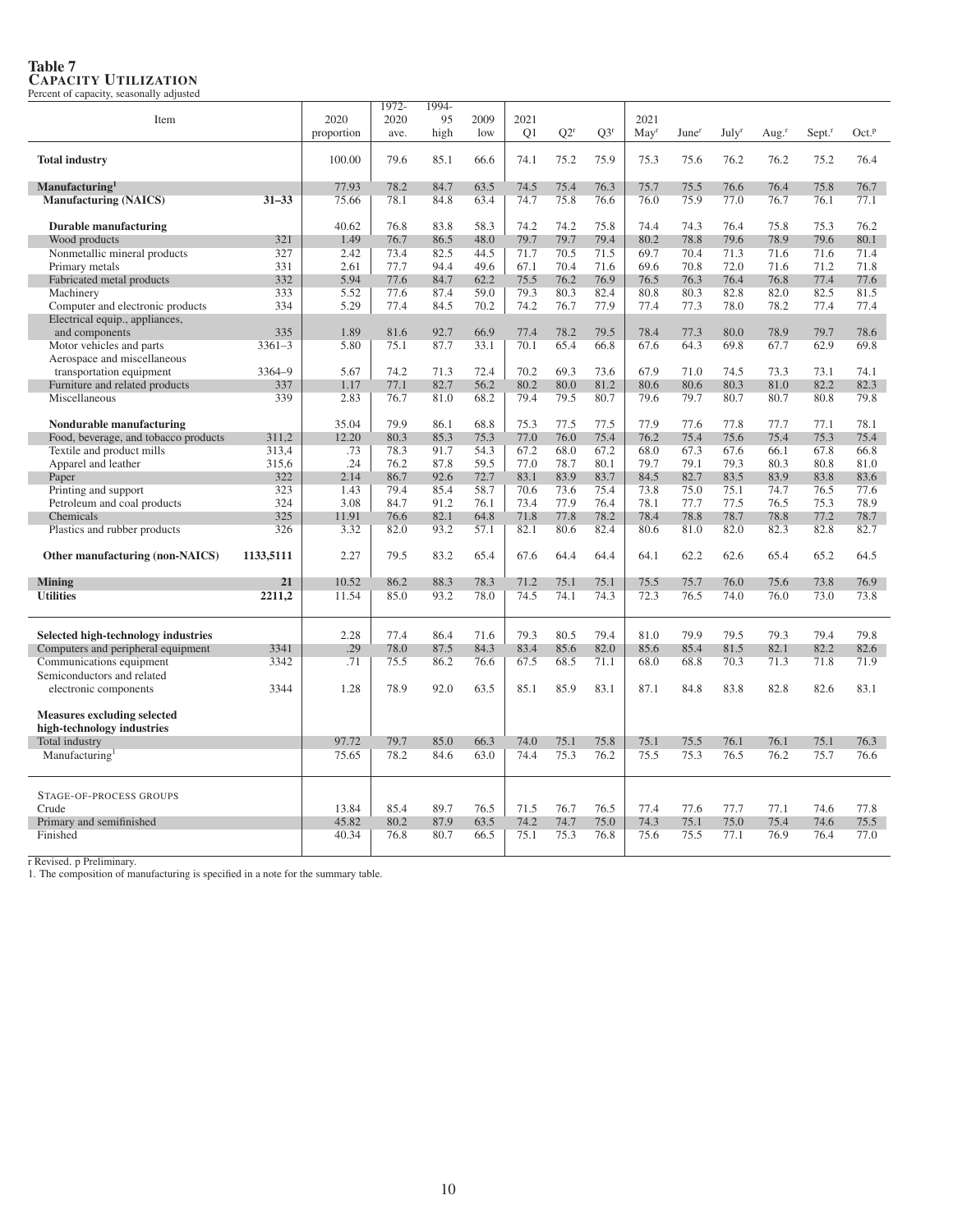# Table 7
## Capacity Utilization

Percent of capacity, seasonally adjusted

| Item | | 2020 proportion | 1972-2020 ave. | 1994-95 high | 2009 low | 2021 Q1 | Q2[r] | Q3[r] | 2021 May[r] | June[r] | July[r] | Aug.[r] | Sept.[r] | Oct.[p] |
|---|---|---|---|---|---|---|---|---|---|---|---|---|---|---|
| **Total industry** | | 100.00 | 79.6 | 85.1 | 66.6 | 74.1 | 75.2 | 75.9 | 75.3 | 75.6 | 76.2 | 76.2 | 75.2 | 76.4 |
| **Manufacturing[1]** | | 77.93 | 78.2 | 84.7 | 63.5 | 74.5 | 75.4 | 76.3 | 75.7 | 75.5 | 76.6 | 76.4 | 75.8 | 76.7 |
| **Manufacturing (NAICS)** | **31–33** | 75.66 | 78.1 | 84.8 | 63.4 | 74.7 | 75.8 | 76.6 | 76.0 | 75.9 | 77.0 | 76.7 | 76.1 | 77.1 |
| **Durable manufacturing** | | 40.62 | 76.8 | 83.8 | 58.3 | 74.2 | 74.2 | 75.8 | 74.4 | 74.3 | 76.4 | 75.8 | 75.3 | 76.2 |
| Wood products | 321 | 1.49 | 76.7 | 86.5 | 48.0 | 79.7 | 79.7 | 79.4 | 80.2 | 78.8 | 79.6 | 78.9 | 79.6 | 80.1 |
| Nonmetallic mineral products | 327 | 2.42 | 73.4 | 82.5 | 44.5 | 71.7 | 70.5 | 71.5 | 69.7 | 70.4 | 71.3 | 71.6 | 71.6 | 71.4 |
| Primary metals | 331 | 2.61 | 77.7 | 94.4 | 49.6 | 67.1 | 70.4 | 71.6 | 69.6 | 70.8 | 72.0 | 71.6 | 71.2 | 71.8 |
| Fabricated metal products | 332 | 5.94 | 77.6 | 84.7 | 62.2 | 75.5 | 76.2 | 76.9 | 76.5 | 76.3 | 76.4 | 76.8 | 77.4 | 77.6 |
| Machinery | 333 | 5.52 | 77.6 | 87.4 | 59.0 | 79.3 | 80.3 | 82.4 | 80.8 | 80.3 | 82.8 | 82.0 | 82.5 | 81.5 |
| Computer and electronic products | 334 | 5.29 | 77.4 | 84.5 | 70.2 | 74.2 | 76.7 | 77.9 | 77.4 | 77.3 | 78.0 | 78.2 | 77.4 | 77.4 |
| Electrical equip., appliances, and components | 335 | 1.89 | 81.6 | 92.7 | 66.9 | 77.4 | 78.2 | 79.5 | 78.4 | 77.3 | 80.0 | 78.9 | 79.7 | 78.6 |
| Motor vehicles and parts | 3361–3 | 5.80 | 75.1 | 87.7 | 33.1 | 70.1 | 65.4 | 66.8 | 67.6 | 64.3 | 69.8 | 67.7 | 62.9 | 69.8 |
| Aerospace and miscellaneous transportation equipment | 3364–9 | 5.67 | 74.2 | 71.3 | 72.4 | 70.2 | 69.3 | 73.6 | 67.9 | 71.0 | 74.5 | 73.3 | 73.1 | 74.1 |
| Furniture and related products | 337 | 1.17 | 77.1 | 82.7 | 56.2 | 80.2 | 80.0 | 81.2 | 80.6 | 80.6 | 80.3 | 81.0 | 82.2 | 82.3 |
| Miscellaneous | 339 | 2.83 | 76.7 | 81.0 | 68.2 | 79.4 | 79.5 | 80.7 | 79.6 | 79.7 | 80.7 | 80.7 | 80.8 | 79.8 |
| **Nondurable manufacturing** | | 35.04 | 79.9 | 86.1 | 68.8 | 75.3 | 77.5 | 77.5 | 77.9 | 77.6 | 77.8 | 77.7 | 77.1 | 78.1 |
| Food, beverage, and tobacco products | 311,2 | 12.20 | 80.3 | 85.3 | 75.3 | 77.0 | 76.0 | 75.4 | 76.2 | 75.4 | 75.6 | 75.4 | 75.3 | 75.4 |
| Textile and product mills | 313,4 | .73 | 78.3 | 91.7 | 54.3 | 67.2 | 68.0 | 67.2 | 68.0 | 67.3 | 67.6 | 66.1 | 67.8 | 66.8 |
| Apparel and leather | 315,6 | .24 | 76.2 | 87.8 | 59.5 | 77.0 | 78.7 | 80.1 | 79.7 | 79.1 | 79.3 | 80.3 | 80.8 | 81.0 |
| Paper | 322 | 2.14 | 86.7 | 92.6 | 72.7 | 83.1 | 83.9 | 83.7 | 84.5 | 82.7 | 83.5 | 83.9 | 83.8 | 83.6 |
| Printing and support | 323 | 1.43 | 79.4 | 85.4 | 58.7 | 70.6 | 73.6 | 75.4 | 73.8 | 75.0 | 75.1 | 74.7 | 76.5 | 77.6 |
| Petroleum and coal products | 324 | 3.08 | 84.7 | 91.2 | 76.1 | 73.4 | 77.9 | 76.4 | 78.1 | 77.7 | 77.5 | 76.5 | 75.3 | 78.9 |
| Chemicals | 325 | 11.91 | 76.6 | 82.1 | 64.8 | 71.8 | 77.8 | 78.2 | 78.4 | 78.8 | 78.7 | 78.8 | 77.2 | 78.7 |
| Plastics and rubber products | 326 | 3.32 | 82.0 | 93.2 | 57.1 | 82.1 | 80.6 | 82.4 | 80.6 | 81.0 | 82.0 | 82.3 | 82.8 | 82.7 |
| **Other manufacturing (non-NAICS)** | **1133,5111** | 2.27 | 79.5 | 83.2 | 65.4 | 67.6 | 64.4 | 64.4 | 64.1 | 62.2 | 62.6 | 65.4 | 65.2 | 64.5 |
| **Mining** | **21** | 10.52 | 86.2 | 88.3 | 78.3 | 71.2 | 75.1 | 75.1 | 75.5 | 75.7 | 76.0 | 75.6 | 73.8 | 76.9 |
| **Utilities** | **2211,2** | 11.54 | 85.0 | 93.2 | 78.0 | 74.5 | 74.1 | 74.3 | 72.3 | 76.5 | 74.0 | 76.0 | 73.0 | 73.8 |
| **Selected high-technology industries** | | 2.28 | 77.4 | 86.4 | 71.6 | 79.3 | 80.5 | 79.4 | 81.0 | 79.9 | 79.5 | 79.3 | 79.4 | 79.8 |
| Computers and peripheral equipment | 3341 | .29 | 78.0 | 87.5 | 84.3 | 83.4 | 85.6 | 82.0 | 85.6 | 85.4 | 81.5 | 82.1 | 82.2 | 82.6 |
| Communications equipment | 3342 | .71 | 75.5 | 86.2 | 76.6 | 67.5 | 68.5 | 71.1 | 68.0 | 68.8 | 70.3 | 71.3 | 71.8 | 71.9 |
| Semiconductors and related electronic components | 3344 | 1.28 | 78.9 | 92.0 | 63.5 | 85.1 | 85.9 | 83.1 | 87.1 | 84.8 | 83.8 | 82.8 | 82.6 | 83.1 |
| **Measures excluding selected high-technology industries** | | | | | | | | | | | | | | |
| Total industry | | 97.72 | 79.7 | 85.0 | 66.3 | 74.0 | 75.1 | 75.8 | 75.1 | 75.5 | 76.1 | 76.1 | 75.1 | 76.3 |
| Manufacturing[1] | | 75.65 | 78.2 | 84.6 | 63.0 | 74.4 | 75.3 | 76.2 | 75.5 | 75.3 | 76.5 | 76.2 | 75.7 | 76.6 |
| STAGE-OF-PROCESS GROUPS | | | | | | | | | | | | | | |
| Crude | | 13.84 | 85.4 | 89.7 | 76.5 | 71.5 | 76.7 | 76.5 | 77.4 | 77.6 | 77.7 | 77.1 | 74.6 | 77.8 |
| Primary and semifinished | | 45.82 | 80.2 | 87.9 | 63.5 | 74.2 | 74.7 | 75.0 | 74.3 | 75.1 | 75.0 | 75.4 | 74.6 | 75.5 |
| Finished | | 40.34 | 76.8 | 80.7 | 66.5 | 75.1 | 75.3 | 76.8 | 75.6 | 75.5 | 77.1 | 76.9 | 76.4 | 77.0 |

r Revised. p Preliminary.

1. The composition of manufacturing is specified in a note for the summary table.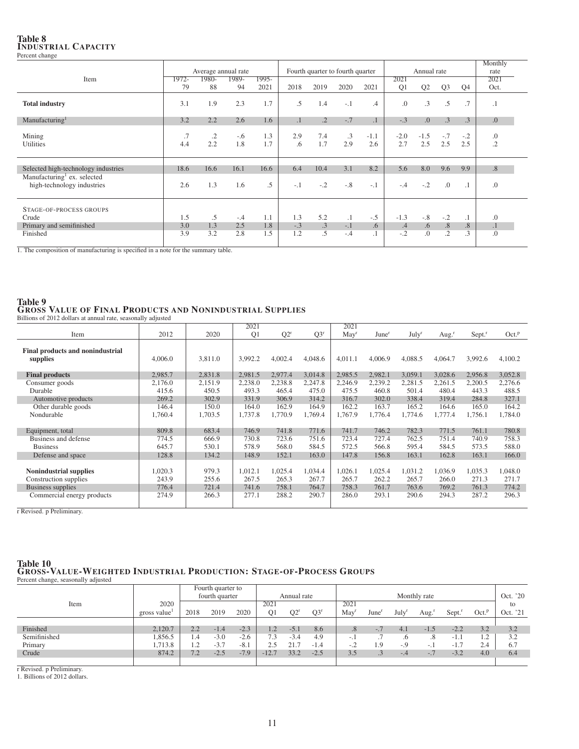# Table 8
## Industrial Capacity

Percent change

| Item | Average annual rate | | | | Fourth quarter to fourth quarter | | | | Annual rate | | | | Monthly rate |
|---|---|---|---|---|---|---|---|---|---|---|---|---|---|
| | 1972-79 | 1980-88 | 1989-94 | 1995-2021 | 2018 | 2019 | 2020 | 2021 | 2021 Q1 | Q2 | Q3 | Q4 | 2021 Oct. |
| **Total industry** | 3.1 | 1.9 | 2.3 | 1.7 | .5 | 1.4 | -.1 | .4 | .0 | .3 | .5 | .7 | .1 |
| Manufacturing[1] | 3.2 | 2.2 | 2.6 | 1.6 | .1 | .2 | -.7 | .1 | -.3 | .0 | .3 | .3 | .0 |
| Mining | .7 | .2 | -.6 | 1.3 | 2.9 | 7.4 | .3 | -1.1 | -2.0 | -1.5 | -.7 | -.2 | .0 |
| Utilities | 4.4 | 2.2 | 1.8 | 1.7 | .6 | 1.7 | 2.9 | 2.6 | 2.7 | 2.5 | 2.5 | 2.5 | .2 |
| Selected high-technology industries | 18.6 | 16.6 | 16.1 | 16.6 | 6.4 | 10.4 | 3.1 | 8.2 | 5.6 | 8.0 | 9.6 | 9.9 | .8 |
| Manufacturing[1] ex. selected high-technology industries | 2.6 | 1.3 | 1.6 | .5 | -.1 | -.2 | -.8 | -.1 | -.4 | -.2 | .0 | .1 | .0 |
| STAGE-OF-PROCESS GROUPS | | | | | | | | | | | | | |
| Crude | 1.5 | .5 | -.4 | 1.1 | 1.3 | 5.2 | .1 | -.5 | -1.3 | -.8 | -.2 | .1 | .0 |
| Primary and semifinished | 3.0 | 1.3 | 2.5 | 1.8 | -.3 | .3 | -.1 | .6 | .4 | .6 | .8 | .8 | .1 |
| Finished | 3.9 | 3.2 | 2.8 | 1.5 | 1.2 | .5 | -.4 | .1 | -.2 | .0 | .2 | .3 | .0 |

1. The composition of manufacturing is specified in a note for the summary table.

# Table 9
## Gross Value of Final Products and Nonindustrial Supplies

Billions of 2012 dollars at annual rate, seasonally adjusted

| Item | 2012 | 2020 | 2021 Q1 | Q2[r] | Q3[r] | 2021 May[r] | June[r] | July[r] | Aug.[r] | Sept.[r] | Oct.[p] |
|---|---|---|---|---|---|---|---|---|---|---|---|
| **Final products and nonindustrial supplies** | 4,006.0 | 3,811.0 | 3,992.2 | 4,002.4 | 4,048.6 | 4,011.1 | 4,006.9 | 4,088.5 | 4,064.7 | 3,992.6 | 4,100.2 |
| **Final products** | 2,985.7 | 2,831.8 | 2,981.5 | 2,977.4 | 3,014.8 | 2,985.5 | 2,982.1 | 3,059.1 | 3,028.6 | 2,956.8 | 3,052.8 |
| Consumer goods | 2,176.0 | 2,151.9 | 2,238.0 | 2,238.8 | 2,247.8 | 2,246.9 | 2,239.2 | 2,281.5 | 2,261.5 | 2,200.5 | 2,276.6 |
| Durable | 415.6 | 450.5 | 493.3 | 465.4 | 475.0 | 475.5 | 460.8 | 501.4 | 480.4 | 443.3 | 488.5 |
| Automotive products | 269.2 | 302.9 | 331.9 | 306.9 | 314.2 | 316.7 | 302.0 | 338.4 | 319.4 | 284.8 | 327.1 |
| Other durable goods | 146.4 | 150.0 | 164.0 | 162.9 | 164.9 | 162.2 | 163.7 | 165.2 | 164.6 | 165.0 | 164.2 |
| Nondurable | 1,760.4 | 1,703.5 | 1,737.8 | 1,770.9 | 1,769.4 | 1,767.9 | 1,776.4 | 1,774.6 | 1,777.4 | 1,756.1 | 1,784.0 |
| Equipment, total | 809.8 | 683.4 | 746.9 | 741.8 | 771.6 | 741.7 | 746.2 | 782.3 | 771.5 | 761.1 | 780.8 |
| Business and defense | 774.5 | 666.9 | 730.8 | 723.6 | 751.6 | 723.4 | 727.4 | 762.5 | 751.4 | 740.9 | 758.3 |
| Business | 645.7 | 530.1 | 578.9 | 568.0 | 584.5 | 572.5 | 566.8 | 595.4 | 584.5 | 573.5 | 588.0 |
| Defense and space | 128.8 | 134.2 | 148.9 | 152.1 | 163.0 | 147.8 | 156.8 | 163.1 | 162.8 | 163.1 | 166.0 |
| **Nonindustrial supplies** | 1,020.3 | 979.3 | 1,012.1 | 1,025.4 | 1,034.4 | 1,026.1 | 1,025.4 | 1,031.2 | 1,036.9 | 1,035.3 | 1,048.0 |
| Construction supplies | 243.9 | 255.6 | 267.5 | 265.3 | 267.7 | 265.7 | 262.2 | 265.7 | 266.0 | 271.3 | 271.7 |
| Business supplies | 776.4 | 721.4 | 741.6 | 758.1 | 764.7 | 758.3 | 761.7 | 763.6 | 769.2 | 761.3 | 774.2 |
| Commercial energy products | 274.9 | 266.3 | 277.1 | 288.2 | 290.7 | 286.0 | 293.1 | 290.6 | 294.3 | 287.2 | 296.3 |

r Revised. p Preliminary.

# Table 10
## Gross-Value-Weighted Industrial Production: Stage-of-Process Groups

Percent change, seasonally adjusted

| Item | 2020 gross value[1] | Fourth quarter to fourth quarter | | | Annual rate | | | Monthly rate | | | | | | Oct. '20 to Oct. '21 |
|---|---|---|---|---|---|---|---|---|---|---|---|---|---|---|
| | | 2018 | 2019 | 2020 | 2021 Q1 | Q2[r] | Q3[r] | 2021 May[r] | June[r] | July[r] | Aug.[r] | Sept.[r] | Oct.[p] | |
| Finished | 2,120.7 | 2.2 | -1.4 | -2.3 | 1.2 | -5.1 | 8.6 | .8 | -.7 | 4.1 | -1.5 | -2.2 | 3.2 | 3.2 |
| Semifinished | 1,856.5 | 1.4 | -3.0 | -2.6 | 7.3 | -3.4 | 4.9 | -.1 | .7 | .6 | .8 | -1.1 | 1.2 | 3.2 |
| Primary | 1,713.8 | 1.2 | -3.7 | -8.1 | 2.5 | 21.7 | -1.4 | -.2 | 1.9 | -.9 | -.1 | -1.7 | 2.4 | 6.7 |
| Crude | 874.2 | 7.2 | -2.5 | -7.9 | -12.7 | 33.2 | -2.5 | 3.5 | .3 | -.4 | -.7 | -3.2 | 4.0 | 6.4 |

r Revised. p Preliminary.

1. Billions of 2012 dollars.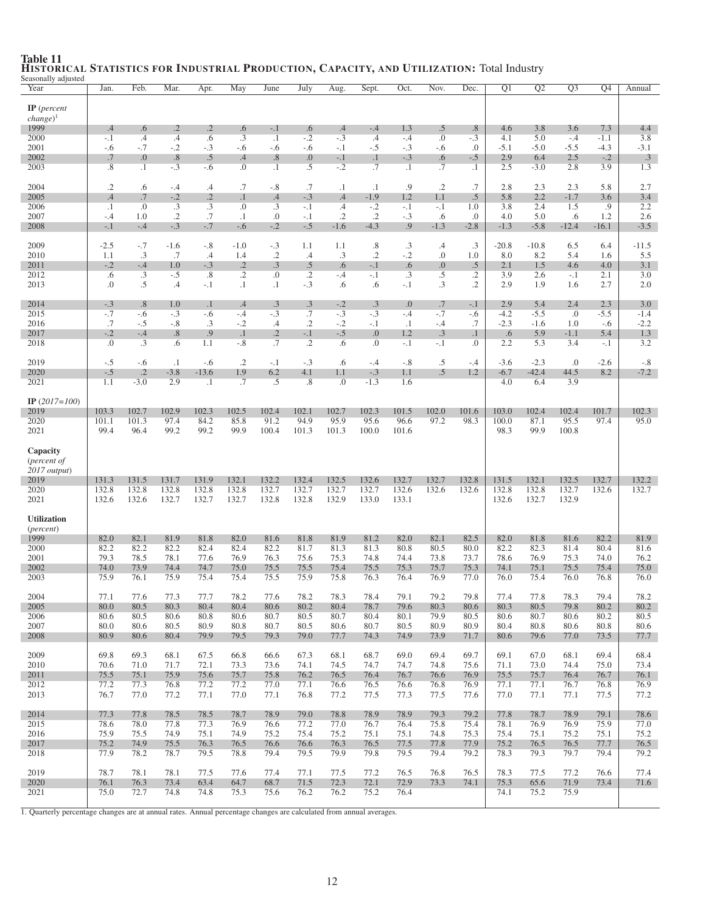**Table 11**
**Historical Statistics for Industrial Production, Capacity, and Utilization:** Total Industry

Seasonally adjusted

| Year | Jan. | Feb. | Mar. | Apr. | May | June | July | Aug. | Sept. | Oct. | Nov. | Dec. | Q1 | Q2 | Q3 | Q4 | Annual |
|---|---|---|---|---|---|---|---|---|---|---|---|---|---|---|---|---|---|
| **IP** (*percent change*)[1] | | | | | | | | | | | | | | | | | |
| 1999 | .4 | .6 | .2 | .2 | .6 | -.1 | .6 | .4 | -.4 | 1.3 | .5 | .8 | 4.6 | 3.8 | 3.6 | 7.3 | 4.4 |
| 2000 | -.1 | .4 | .4 | .6 | .3 | .1 | -.2 | -.3 | .4 | -.4 | .0 | -.3 | 4.1 | 5.0 | -.4 | -1.1 | 3.8 |
| 2001 | -.6 | -.7 | -.2 | -.3 | -.6 | -.6 | -.6 | -.1 | -.5 | -.3 | -.6 | .0 | -5.1 | -5.0 | -5.5 | -4.3 | -3.1 |
| 2002 | .7 | .0 | .8 | .5 | .4 | .8 | .0 | -.1 | .1 | -.3 | .6 | -.5 | 2.9 | 6.4 | 2.5 | -.2 | .3 |
| 2003 | .8 | .1 | -.3 | -.6 | .0 | .1 | .5 | -.2 | .7 | .1 | .7 | .1 | 2.5 | -3.0 | 2.8 | 3.9 | 1.3 |
| 2004 | .2 | .6 | -.4 | .4 | .7 | -.8 | .7 | .1 | .1 | .9 | .2 | .7 | 2.8 | 2.3 | 2.3 | 5.8 | 2.7 |
| 2005 | .4 | .7 | -.2 | .2 | .1 | .4 | -.3 | .4 | -1.9 | 1.2 | 1.1 | .5 | 5.8 | 2.2 | -1.7 | 3.6 | 3.4 |
| 2006 | .1 | .0 | .3 | .3 | .0 | .3 | -.1 | .4 | -.2 | -.1 | -.1 | 1.0 | 3.8 | 2.4 | 1.5 | .9 | 2.2 |
| 2007 | -.4 | 1.0 | .2 | .7 | .1 | .0 | -.1 | .2 | .2 | -.3 | .6 | .0 | 4.0 | 5.0 | .6 | 1.2 | 2.6 |
| 2008 | -.1 | -.4 | -.3 | -.7 | -.6 | -.2 | -.5 | -1.6 | -4.3 | .9 | -1.3 | -2.8 | -1.3 | -5.8 | -12.4 | -16.1 | -3.5 |
| 2009 | -2.5 | -.7 | -1.6 | -.8 | -1.0 | -.3 | 1.1 | 1.1 | .8 | .3 | .4 | .3 | -20.8 | -10.8 | 6.5 | 6.4 | -11.5 |
| 2010 | 1.1 | .3 | .7 | .4 | 1.4 | .2 | .4 | .3 | .2 | -.2 | .0 | 1.0 | 8.0 | 8.2 | 5.4 | 1.6 | 5.5 |
| 2011 | -.2 | -.4 | 1.0 | -.3 | .2 | .3 | .5 | .6 | -.1 | .6 | .0 | .5 | 2.1 | 1.5 | 4.6 | 4.0 | 3.1 |
| 2012 | .6 | .3 | -.5 | .8 | .2 | .0 | .2 | -.4 | -.1 | .3 | .5 | .2 | 3.9 | 2.6 | -.1 | 2.1 | 3.0 |
| 2013 | .0 | .5 | .4 | -.1 | .1 | .1 | -.3 | .6 | .6 | -.1 | .3 | .2 | 2.9 | 1.9 | 1.6 | 2.7 | 2.0 |
| 2014 | -.3 | .8 | 1.0 | .1 | .4 | .3 | .3 | -.2 | .3 | .0 | .7 | -.1 | 2.9 | 5.4 | 2.4 | 2.3 | 3.0 |
| 2015 | -.7 | -.6 | -.3 | -.6 | -.4 | -.3 | .7 | -.3 | -.3 | -.4 | -.7 | -.6 | -4.2 | -5.5 | .0 | -5.5 | -1.4 |
| 2016 | .7 | -.5 | -.8 | .3 | -.2 | .4 | .2 | -.2 | -.1 | .1 | -.4 | .7 | -2.3 | -1.6 | 1.0 | -.6 | -2.2 |
| 2017 | -.2 | -.4 | .8 | .9 | .1 | .2 | -.1 | -.5 | .0 | 1.2 | .3 | .1 | .6 | 5.9 | -1.1 | 5.4 | 1.3 |
| 2018 | .0 | .3 | .6 | 1.1 | -.8 | .7 | .2 | .6 | .0 | -.1 | -.1 | .0 | 2.2 | 5.3 | 3.4 | -.1 | 3.2 |
| 2019 | -.5 | -.6 | .1 | -.6 | .2 | -.1 | -.3 | .6 | -.4 | -.8 | .5 | -.4 | -3.6 | -2.3 | .0 | -2.6 | -.8 |
| 2020 | -.5 | .2 | -3.8 | -13.6 | 1.9 | 6.2 | 4.1 | 1.1 | -.3 | 1.1 | .5 | 1.2 | -6.7 | -42.4 | 44.5 | 8.2 | -7.2 |
| 2021 | 1.1 | -3.0 | 2.9 | .1 | .7 | .5 | .8 | .0 | -1.3 | 1.6 | | | 4.0 | 6.4 | 3.9 | | |
| **IP** (*2017=100*) | | | | | | | | | | | | | | | | | |
| 2019 | 103.3 | 102.7 | 102.9 | 102.3 | 102.5 | 102.4 | 102.1 | 102.7 | 102.3 | 101.5 | 102.0 | 101.6 | 103.0 | 102.4 | 102.4 | 101.7 | 102.3 |
| 2020 | 101.1 | 101.3 | 97.4 | 84.2 | 85.8 | 91.2 | 94.9 | 95.9 | 95.6 | 96.6 | 97.2 | 98.3 | 100.0 | 87.1 | 95.5 | 97.4 | 95.0 |
| 2021 | 99.4 | 96.4 | 99.2 | 99.2 | 99.9 | 100.4 | 101.3 | 101.3 | 100.0 | 101.6 | | | 98.3 | 99.9 | 100.8 | | |
| **Capacity** (*percent of 2017 output*) | | | | | | | | | | | | | | | | | |
| 2019 | 131.3 | 131.5 | 131.7 | 131.9 | 132.1 | 132.2 | 132.4 | 132.5 | 132.6 | 132.7 | 132.7 | 132.8 | 131.5 | 132.1 | 132.5 | 132.7 | 132.2 |
| 2020 | 132.8 | 132.8 | 132.8 | 132.8 | 132.8 | 132.7 | 132.7 | 132.7 | 132.7 | 132.6 | 132.6 | 132.6 | 132.8 | 132.8 | 132.7 | 132.6 | 132.7 |
| 2021 | 132.6 | 132.6 | 132.7 | 132.7 | 132.7 | 132.8 | 132.8 | 132.9 | 133.0 | 133.1 | | | 132.6 | 132.7 | 132.9 | | |
| **Utilization** (*percent*) | | | | | | | | | | | | | | | | | |
| 1999 | 82.0 | 82.1 | 81.9 | 81.8 | 82.0 | 81.6 | 81.8 | 81.9 | 81.2 | 82.0 | 82.1 | 82.5 | 82.0 | 81.8 | 81.6 | 82.2 | 81.9 |
| 2000 | 82.2 | 82.2 | 82.2 | 82.4 | 82.4 | 82.2 | 81.7 | 81.3 | 81.3 | 80.8 | 80.5 | 80.0 | 82.2 | 82.3 | 81.4 | 80.4 | 81.6 |
| 2001 | 79.3 | 78.5 | 78.1 | 77.6 | 76.9 | 76.3 | 75.6 | 75.3 | 74.8 | 74.4 | 73.8 | 73.7 | 78.6 | 76.9 | 75.3 | 74.0 | 76.2 |
| 2002 | 74.0 | 73.9 | 74.4 | 74.7 | 75.0 | 75.5 | 75.5 | 75.4 | 75.5 | 75.3 | 75.7 | 75.3 | 74.1 | 75.1 | 75.5 | 75.4 | 75.0 |
| 2003 | 75.9 | 76.1 | 75.9 | 75.4 | 75.4 | 75.5 | 75.9 | 75.8 | 76.3 | 76.4 | 76.9 | 77.0 | 76.0 | 75.4 | 76.0 | 76.8 | 76.0 |
| 2004 | 77.1 | 77.6 | 77.3 | 77.7 | 78.2 | 77.6 | 78.2 | 78.3 | 78.4 | 79.1 | 79.2 | 79.8 | 77.4 | 77.8 | 78.3 | 79.4 | 78.2 |
| 2005 | 80.0 | 80.5 | 80.3 | 80.4 | 80.4 | 80.6 | 80.2 | 80.4 | 78.7 | 79.6 | 80.3 | 80.6 | 80.3 | 80.5 | 79.8 | 80.2 | 80.2 |
| 2006 | 80.6 | 80.5 | 80.6 | 80.8 | 80.6 | 80.7 | 80.5 | 80.7 | 80.4 | 80.1 | 79.9 | 80.5 | 80.6 | 80.7 | 80.6 | 80.2 | 80.5 |
| 2007 | 80.0 | 80.6 | 80.5 | 80.9 | 80.8 | 80.7 | 80.5 | 80.6 | 80.7 | 80.5 | 80.9 | 80.9 | 80.4 | 80.8 | 80.6 | 80.8 | 80.6 |
| 2008 | 80.9 | 80.6 | 80.4 | 79.9 | 79.5 | 79.3 | 79.0 | 77.7 | 74.3 | 74.9 | 73.9 | 71.7 | 80.6 | 79.6 | 77.0 | 73.5 | 77.7 |
| 2009 | 69.8 | 69.3 | 68.1 | 67.5 | 66.8 | 66.6 | 67.3 | 68.1 | 68.7 | 69.0 | 69.4 | 69.7 | 69.1 | 67.0 | 68.1 | 69.4 | 68.4 |
| 2010 | 70.6 | 71.0 | 71.7 | 72.1 | 73.3 | 73.6 | 74.1 | 74.5 | 74.7 | 74.7 | 74.8 | 75.6 | 71.1 | 73.0 | 74.4 | 75.0 | 73.4 |
| 2011 | 75.5 | 75.1 | 75.9 | 75.6 | 75.7 | 75.8 | 76.2 | 76.5 | 76.4 | 76.7 | 76.6 | 76.9 | 75.5 | 75.7 | 76.4 | 76.7 | 76.1 |
| 2012 | 77.2 | 77.3 | 76.8 | 77.2 | 77.2 | 77.0 | 77.1 | 76.6 | 76.5 | 76.6 | 76.8 | 76.9 | 77.1 | 77.1 | 76.7 | 76.8 | 76.9 |
| 2013 | 76.7 | 77.0 | 77.2 | 77.1 | 77.0 | 77.1 | 76.8 | 77.2 | 77.5 | 77.3 | 77.5 | 77.6 | 77.0 | 77.1 | 77.1 | 77.5 | 77.2 |
| 2014 | 77.3 | 77.8 | 78.5 | 78.5 | 78.7 | 78.9 | 79.0 | 78.8 | 78.9 | 78.9 | 79.3 | 79.2 | 77.8 | 78.7 | 78.9 | 79.1 | 78.6 |
| 2015 | 78.6 | 78.0 | 77.8 | 77.3 | 76.9 | 76.6 | 77.2 | 77.0 | 76.7 | 76.4 | 75.8 | 75.4 | 78.1 | 76.9 | 76.9 | 75.9 | 77.0 |
| 2016 | 75.9 | 75.5 | 74.9 | 75.1 | 74.9 | 75.2 | 75.4 | 75.2 | 75.1 | 75.1 | 74.8 | 75.3 | 75.4 | 75.1 | 75.2 | 75.1 | 75.2 |
| 2017 | 75.2 | 74.9 | 75.5 | 76.3 | 76.5 | 76.6 | 76.6 | 76.3 | 76.5 | 77.5 | 77.8 | 77.9 | 75.2 | 76.5 | 76.5 | 77.7 | 76.5 |
| 2018 | 77.9 | 78.2 | 78.7 | 79.5 | 78.8 | 79.4 | 79.5 | 79.9 | 79.8 | 79.5 | 79.4 | 79.2 | 78.3 | 79.3 | 79.7 | 79.4 | 79.2 |
| 2019 | 78.7 | 78.1 | 78.1 | 77.5 | 77.6 | 77.4 | 77.1 | 77.5 | 77.2 | 76.5 | 76.8 | 76.5 | 78.3 | 77.5 | 77.2 | 76.6 | 77.4 |
| 2020 | 76.1 | 76.3 | 73.4 | 63.4 | 64.7 | 68.7 | 71.5 | 72.3 | 72.1 | 72.9 | 73.3 | 74.1 | 75.3 | 65.6 | 71.9 | 73.4 | 71.6 |
| 2021 | 75.0 | 72.7 | 74.8 | 74.8 | 75.3 | 75.6 | 76.2 | 76.2 | 75.2 | 76.4 | | | 74.1 | 75.2 | 75.9 | | |

1. Quarterly percentage changes are at annual rates. Annual percentage changes are calculated from annual averages.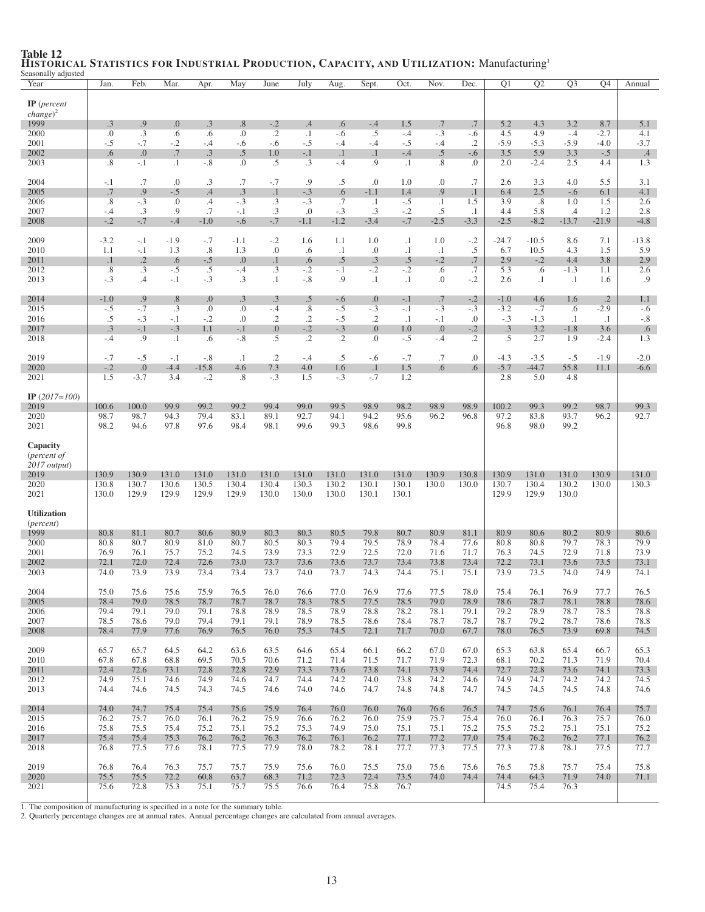**Table 12**
**Historical Statistics for Industrial Production, Capacity, and Utilization:** Manufacturing[1]

Seasonally adjusted

| Year | Jan. | Feb. | Mar. | Apr. | May | June | July | Aug. | Sept. | Oct. | Nov. | Dec. | Q1 | Q2 | Q3 | Q4 | Annual |
|---|---|---|---|---|---|---|---|---|---|---|---|---|---|---|---|---|---|
| **IP** (*percent change*)[2] | | | | | | | | | | | | | | | | | |
| 1999 | .3 | .9 | .0 | .3 | .8 | -.2 | .4 | .6 | -.4 | 1.5 | .7 | .7 | 5.2 | 4.3 | 3.2 | 8.7 | 5.1 |
| 2000 | .0 | .3 | .6 | .6 | .0 | .2 | .1 | -.6 | .5 | -.4 | -.3 | -.6 | 4.5 | 4.9 | -.4 | -2.7 | 4.1 |
| 2001 | -.5 | -.7 | -.2 | -.4 | -.6 | -.6 | -.5 | -.4 | -.4 | -.5 | -.4 | .2 | -5.9 | -5.3 | -5.9 | -4.0 | -3.7 |
| 2002 | .6 | .0 | .7 | .3 | .5 | 1.0 | -.1 | .1 | .1 | -.4 | .5 | -.6 | 3.5 | 5.9 | 3.3 | -.5 | .4 |
| 2003 | .8 | -.1 | .1 | -.8 | .0 | .5 | .3 | -.4 | .9 | .1 | .8 | .0 | 2.0 | -2.4 | 2.5 | 4.4 | 1.3 |
| 2004 | -.1 | .7 | .0 | .3 | .7 | -.7 | .9 | .5 | .0 | 1.0 | .0 | .7 | 2.6 | 3.3 | 4.0 | 5.5 | 3.1 |
| 2005 | .7 | .9 | -.5 | .4 | .3 | .1 | -.3 | .6 | -1.1 | 1.4 | .9 | .1 | 6.4 | 2.5 | -.6 | 6.1 | 4.1 |
| 2006 | .8 | -.3 | .0 | .4 | -.3 | .3 | -.3 | .7 | .1 | -.5 | .1 | 1.5 | 3.9 | .8 | 1.0 | 1.5 | 2.6 |
| 2007 | -.4 | .3 | .9 | .7 | -.1 | .3 | .0 | -.3 | .3 | -.2 | .5 | .1 | 4.4 | 5.8 | .4 | 1.2 | 2.8 |
| 2008 | -.2 | -.7 | -.4 | -1.0 | -.6 | -.7 | -1.1 | -1.2 | -3.4 | -.7 | -2.5 | -3.3 | -2.5 | -8.2 | -13.7 | -21.9 | -4.8 |
| 2009 | -3.2 | -.1 | -1.9 | -.7 | -1.1 | -.2 | 1.6 | 1.1 | 1.0 | .1 | 1.0 | -.2 | -24.7 | -10.5 | 8.6 | 7.1 | -13.8 |
| 2010 | 1.1 | -.1 | 1.3 | .8 | 1.3 | .0 | .6 | .1 | .0 | .1 | .1 | .5 | 6.7 | 10.5 | 4.3 | 1.5 | 5.9 |
| 2011 | .1 | .2 | .6 | -.5 | .0 | .1 | .6 | .5 | .3 | .5 | -.2 | .7 | 2.9 | -.2 | 4.4 | 3.8 | 2.9 |
| 2012 | .8 | .3 | -.5 | .5 | -.4 | .3 | -.2 | -.1 | -.2 | -.2 | .6 | .7 | 5.3 | .6 | -1.3 | 1.1 | 2.6 |
| 2013 | -.3 | .4 | -.1 | -.3 | .3 | .1 | -.8 | .9 | .1 | .1 | .0 | -.2 | 2.6 | .1 | .1 | 1.6 | .9 |
| 2014 | -1.0 | .9 | .8 | .0 | .3 | .3 | .5 | -.6 | .0 | -.1 | .7 | -.2 | -1.0 | 4.6 | 1.6 | .2 | 1.1 |
| 2015 | -.5 | -.7 | .3 | .0 | .0 | -.4 | .8 | -.5 | -.3 | -.1 | -.3 | -.3 | -3.2 | -.7 | .6 | -2.9 | -.6 |
| 2016 | .5 | -.3 | -.1 | -.2 | .0 | .2 | .2 | -.5 | .2 | .1 | -.1 | .0 | -.3 | -1.3 | .1 | .1 | -.8 |
| 2017 | .3 | -.1 | -.3 | 1.1 | -.1 | .0 | -.2 | -.3 | .0 | 1.0 | .0 | -.2 | .3 | 3.2 | -1.8 | 3.6 | .6 |
| 2018 | -.4 | .9 | .1 | .6 | -.8 | .5 | .2 | .2 | .0 | -.5 | -.4 | .2 | .5 | 2.7 | 1.9 | -2.4 | 1.3 |
| 2019 | -.7 | -.5 | -.1 | -.8 | .1 | .2 | -.4 | .5 | -.6 | -.7 | .7 | .0 | -4.3 | -3.5 | -.5 | -1.9 | -2.0 |
| 2020 | -.2 | .0 | -4.4 | -15.8 | 4.6 | 7.3 | 4.0 | 1.6 | .1 | 1.5 | .6 | .6 | -5.7 | -44.7 | 55.8 | 11.1 | -6.6 |
| 2021 | 1.5 | -3.7 | 3.4 | -.2 | .8 | -.3 | 1.5 | -.3 | -.7 | 1.2 | | | 2.8 | 5.0 | 4.8 | | |
| **IP** (*2017=100*) | | | | | | | | | | | | | | | | | |
| 2019 | 100.6 | 100.0 | 99.9 | 99.2 | 99.2 | 99.4 | 99.0 | 99.5 | 98.9 | 98.2 | 98.9 | 98.9 | 100.2 | 99.3 | 99.2 | 98.7 | 99.3 |
| 2020 | 98.7 | 98.7 | 94.3 | 79.4 | 83.1 | 89.1 | 92.7 | 94.1 | 94.2 | 95.6 | 96.2 | 96.8 | 97.2 | 83.8 | 93.7 | 96.2 | 92.7 |
| 2021 | 98.2 | 94.6 | 97.8 | 97.6 | 98.4 | 98.1 | 99.6 | 99.3 | 98.6 | 99.8 | | | 96.8 | 98.0 | 99.2 | | |
| **Capacity** (*percent of 2017 output*) | | | | | | | | | | | | | | | | | |
| 2019 | 130.9 | 130.9 | 131.0 | 131.0 | 131.0 | 131.0 | 131.0 | 131.0 | 131.0 | 131.0 | 130.9 | 130.8 | 130.9 | 131.0 | 131.0 | 130.9 | 131.0 |
| 2020 | 130.8 | 130.7 | 130.6 | 130.5 | 130.4 | 130.4 | 130.3 | 130.2 | 130.1 | 130.1 | 130.0 | 130.0 | 130.7 | 130.4 | 130.2 | 130.0 | 130.3 |
| 2021 | 130.0 | 129.9 | 129.9 | 129.9 | 129.9 | 130.0 | 130.0 | 130.0 | 130.1 | 130.1 | | | 129.9 | 129.9 | 130.0 | | |
| **Utilization** (*percent*) | | | | | | | | | | | | | | | | | |
| 1999 | 80.8 | 81.1 | 80.7 | 80.6 | 80.9 | 80.3 | 80.3 | 80.5 | 79.8 | 80.7 | 80.9 | 81.1 | 80.9 | 80.6 | 80.2 | 80.9 | 80.6 |
| 2000 | 80.8 | 80.7 | 80.9 | 81.0 | 80.7 | 80.5 | 80.3 | 79.4 | 79.5 | 78.9 | 78.4 | 77.6 | 80.8 | 80.8 | 79.7 | 78.3 | 79.9 |
| 2001 | 76.9 | 76.1 | 75.7 | 75.2 | 74.5 | 73.9 | 73.3 | 72.9 | 72.5 | 72.0 | 71.6 | 71.7 | 76.3 | 74.5 | 72.9 | 71.8 | 73.9 |
| 2002 | 72.1 | 72.0 | 72.4 | 72.6 | 73.0 | 73.7 | 73.6 | 73.6 | 73.7 | 73.4 | 73.8 | 73.4 | 72.2 | 73.1 | 73.6 | 73.5 | 73.1 |
| 2003 | 74.0 | 73.9 | 73.9 | 73.4 | 73.4 | 73.7 | 74.0 | 73.7 | 74.3 | 74.4 | 75.1 | 75.1 | 73.9 | 73.5 | 74.0 | 74.9 | 74.1 |
| 2004 | 75.0 | 75.6 | 75.6 | 75.9 | 76.5 | 76.0 | 76.6 | 77.0 | 76.9 | 77.6 | 77.5 | 78.0 | 75.4 | 76.1 | 76.9 | 77.7 | 76.5 |
| 2005 | 78.4 | 79.0 | 78.5 | 78.7 | 78.7 | 78.7 | 78.3 | 78.5 | 77.5 | 78.5 | 79.0 | 78.9 | 78.6 | 78.7 | 78.1 | 78.8 | 78.6 |
| 2006 | 79.4 | 79.1 | 79.0 | 79.1 | 78.8 | 78.9 | 78.5 | 78.9 | 78.8 | 78.2 | 78.1 | 79.1 | 79.2 | 78.9 | 78.7 | 78.5 | 78.8 |
| 2007 | 78.5 | 78.6 | 79.0 | 79.4 | 79.1 | 79.1 | 78.9 | 78.5 | 78.6 | 78.4 | 78.7 | 78.7 | 78.7 | 79.2 | 78.7 | 78.6 | 78.8 |
| 2008 | 78.4 | 77.9 | 77.6 | 76.9 | 76.5 | 76.0 | 75.3 | 74.5 | 72.1 | 71.7 | 70.0 | 67.7 | 78.0 | 76.5 | 73.9 | 69.8 | 74.5 |
| 2009 | 65.7 | 65.7 | 64.5 | 64.2 | 63.6 | 63.5 | 64.6 | 65.4 | 66.1 | 66.2 | 67.0 | 67.0 | 65.3 | 63.8 | 65.4 | 66.7 | 65.3 |
| 2010 | 67.8 | 67.8 | 68.8 | 69.5 | 70.5 | 70.6 | 71.2 | 71.4 | 71.5 | 71.7 | 71.9 | 72.3 | 68.1 | 70.2 | 71.3 | 71.9 | 70.4 |
| 2011 | 72.4 | 72.6 | 73.1 | 72.8 | 72.8 | 72.9 | 73.3 | 73.6 | 73.8 | 74.1 | 73.9 | 74.4 | 72.7 | 72.8 | 73.6 | 74.1 | 73.3 |
| 2012 | 74.9 | 75.1 | 74.6 | 74.9 | 74.6 | 74.7 | 74.4 | 74.2 | 74.0 | 73.8 | 74.2 | 74.6 | 74.9 | 74.7 | 74.2 | 74.2 | 74.5 |
| 2013 | 74.4 | 74.6 | 74.5 | 74.3 | 74.5 | 74.6 | 74.0 | 74.6 | 74.7 | 74.8 | 74.8 | 74.7 | 74.5 | 74.5 | 74.5 | 74.8 | 74.6 |
| 2014 | 74.0 | 74.7 | 75.4 | 75.4 | 75.6 | 75.9 | 76.4 | 76.0 | 76.0 | 76.0 | 76.6 | 76.5 | 74.7 | 75.6 | 76.1 | 76.4 | 75.7 |
| 2015 | 76.2 | 75.7 | 76.0 | 76.1 | 76.2 | 75.9 | 76.6 | 76.2 | 76.0 | 75.9 | 75.7 | 75.4 | 76.0 | 76.1 | 76.3 | 75.7 | 76.0 |
| 2016 | 75.8 | 75.5 | 75.4 | 75.2 | 75.1 | 75.2 | 75.3 | 74.9 | 75.0 | 75.1 | 75.1 | 75.2 | 75.5 | 75.2 | 75.1 | 75.1 | 75.2 |
| 2017 | 75.4 | 75.4 | 75.3 | 76.2 | 76.2 | 76.3 | 76.2 | 76.1 | 76.2 | 77.1 | 77.2 | 77.0 | 75.4 | 76.2 | 76.2 | 77.1 | 76.2 |
| 2018 | 76.8 | 77.5 | 77.6 | 78.1 | 77.5 | 77.9 | 78.0 | 78.2 | 78.1 | 77.7 | 77.3 | 77.5 | 77.3 | 77.8 | 78.1 | 77.5 | 77.7 |
| 2019 | 76.8 | 76.4 | 76.3 | 75.7 | 75.7 | 75.9 | 75.6 | 76.0 | 75.5 | 75.0 | 75.6 | 75.6 | 76.5 | 75.8 | 75.7 | 75.4 | 75.8 |
| 2020 | 75.5 | 75.5 | 72.2 | 60.8 | 63.7 | 68.3 | 71.2 | 72.3 | 72.4 | 73.5 | 74.0 | 74.4 | 74.4 | 64.3 | 71.9 | 74.0 | 71.1 |
| 2021 | 75.6 | 72.8 | 75.3 | 75.1 | 75.7 | 75.5 | 76.6 | 76.4 | 75.8 | 76.7 | | | 74.5 | 75.4 | 76.3 | | |

1. The composition of manufacturing is specified in a note for the summary table.
2. Quarterly percentage changes are at annual rates. Annual percentage changes are calculated from annual averages.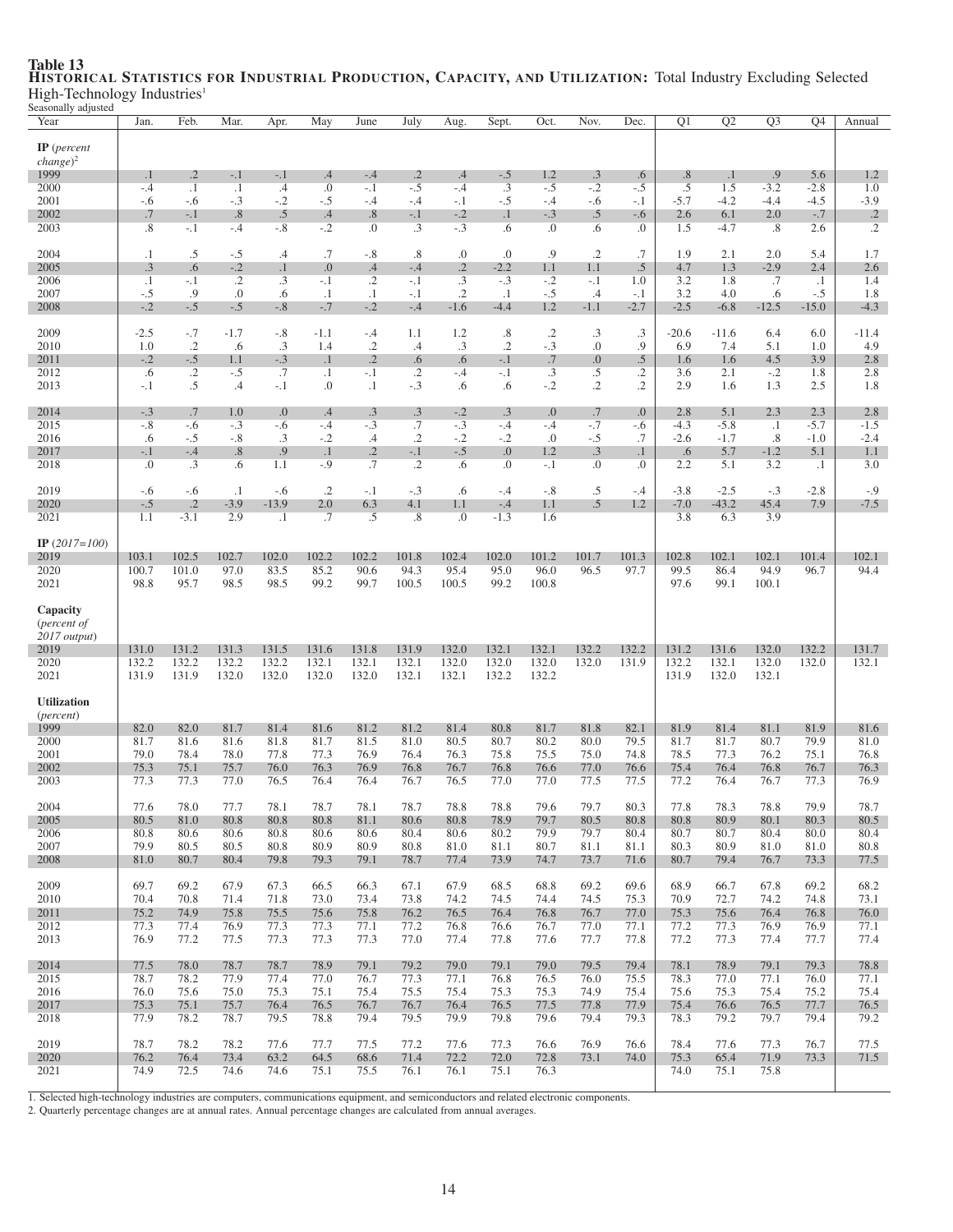**Table 13**

**Historical Statistics for Industrial Production, Capacity, and Utilization:** Total Industry Excluding Selected High-Technology Industries[1]

Seasonally adjusted

| Year | Jan. | Feb. | Mar. | Apr. | May | June | July | Aug. | Sept. | Oct. | Nov. | Dec. | Q1 | Q2 | Q3 | Q4 | Annual |
|---|---|---|---|---|---|---|---|---|---|---|---|---|---|---|---|---|---|
| **IP** (*percent change*)[2] | | | | | | | | | | | | | | | | | |
| 1999 | .1 | .2 | -.1 | -.1 | .4 | -.4 | .2 | .4 | -.5 | 1.2 | .3 | .6 | .8 | .1 | .9 | 5.6 | 1.2 |
| 2000 | -.4 | .1 | .1 | .4 | .0 | -.1 | -.5 | -.4 | .3 | -.5 | -.2 | -.5 | .5 | 1.5 | -3.2 | -2.8 | 1.0 |
| 2001 | -.6 | -.6 | -.3 | -.2 | -.5 | -.4 | -.4 | -.1 | -.5 | -.4 | -.6 | -.1 | -5.7 | -4.2 | -4.4 | -4.5 | -3.9 |
| 2002 | .7 | -.1 | .8 | .5 | .4 | .8 | -.1 | -.2 | .1 | -.3 | .5 | -.6 | 2.6 | 6.1 | 2.0 | -.7 | .2 |
| 2003 | .8 | -.1 | -.4 | -.8 | -.2 | .0 | .3 | -.3 | .6 | .0 | .6 | .0 | 1.5 | -4.7 | .8 | 2.6 | .2 |
| 2004 | .1 | .5 | -.5 | .4 | .7 | -.8 | .8 | .0 | .0 | .9 | .2 | .7 | 1.9 | 2.1 | 2.0 | 5.4 | 1.7 |
| 2005 | .3 | .6 | -.2 | .1 | .0 | .4 | -.4 | .2 | -2.2 | 1.1 | 1.1 | .5 | 4.7 | 1.3 | -2.9 | 2.4 | 2.6 |
| 2006 | .1 | -.1 | .2 | .3 | -.1 | .2 | -.1 | .3 | -.3 | -.2 | -.1 | 1.0 | 3.2 | 1.8 | .7 | .1 | 1.4 |
| 2007 | -.5 | .9 | .0 | .6 | .1 | .1 | -.1 | .2 | .1 | -.5 | .4 | -.1 | 3.2 | 4.0 | .6 | -.5 | 1.8 |
| 2008 | -.2 | -.5 | -.5 | -.8 | -.7 | -.2 | -.4 | -1.6 | -4.4 | 1.2 | -1.1 | -2.7 | -2.5 | -6.8 | -12.5 | -15.0 | -4.3 |
| 2009 | -2.5 | -.7 | -1.7 | -.8 | -1.1 | -.4 | 1.1 | 1.2 | .8 | .2 | .3 | .3 | -20.6 | -11.6 | 6.4 | 6.0 | -11.4 |
| 2010 | 1.0 | .2 | .6 | .3 | 1.4 | .2 | .4 | .3 | .2 | -.3 | .0 | .9 | 6.9 | 7.4 | 5.1 | 1.0 | 4.9 |
| 2011 | -.2 | -.5 | 1.1 | -.3 | .1 | .2 | .6 | .6 | -.1 | .7 | .0 | .5 | 1.6 | 1.6 | 4.5 | 3.9 | 2.8 |
| 2012 | .6 | .2 | -.5 | .7 | .1 | -.1 | .2 | -.4 | -.1 | .3 | .5 | .2 | 3.6 | 2.1 | -.2 | 1.8 | 2.8 |
| 2013 | -.1 | .5 | .4 | -.1 | .0 | .1 | -.3 | .6 | .6 | -.2 | .2 | .2 | 2.9 | 1.6 | 1.3 | 2.5 | 1.8 |
| 2014 | -.3 | .7 | 1.0 | .0 | .4 | .3 | .3 | -.2 | .3 | .0 | .7 | .0 | 2.8 | 5.1 | 2.3 | 2.3 | 2.8 |
| 2015 | -.8 | -.6 | -.3 | -.6 | -.4 | -.3 | .7 | -.3 | -.4 | -.4 | -.7 | -.6 | -4.3 | -5.8 | .1 | -5.7 | -1.5 |
| 2016 | .6 | -.5 | -.8 | .3 | -.2 | .4 | .2 | -.2 | -.2 | .0 | -.5 | .7 | -2.6 | -1.7 | .8 | -1.0 | -2.4 |
| 2017 | -.1 | -.4 | .8 | .9 | .1 | .2 | -.1 | -.5 | .0 | 1.2 | .3 | .1 | .6 | 5.7 | -1.2 | 5.1 | 1.1 |
| 2018 | .0 | .3 | .6 | 1.1 | -.9 | .7 | .2 | .6 | .0 | -.1 | .0 | .0 | 2.2 | 5.1 | 3.2 | .1 | 3.0 |
| 2019 | -.6 | -.6 | .1 | -.6 | .2 | -.1 | -.3 | .6 | -.4 | -.8 | .5 | -.4 | -3.8 | -2.5 | -.3 | -2.8 | -.9 |
| 2020 | -.5 | .2 | -3.9 | -13.9 | 2.0 | 6.3 | 4.1 | 1.1 | -.4 | 1.1 | .5 | 1.2 | -7.0 | -43.2 | 45.4 | 7.9 | -7.5 |
| 2021 | 1.1 | -3.1 | 2.9 | .1 | .7 | .5 | .8 | .0 | -1.3 | 1.6 | | | 3.8 | 6.3 | 3.9 | | |
| **IP** (*2017=100*) | | | | | | | | | | | | | | | | | |
| 2019 | 103.1 | 102.5 | 102.7 | 102.0 | 102.2 | 102.2 | 101.8 | 102.4 | 102.0 | 101.2 | 101.7 | 101.3 | 102.8 | 102.1 | 102.1 | 101.4 | 102.1 |
| 2020 | 100.7 | 101.0 | 97.0 | 83.5 | 85.2 | 90.6 | 94.3 | 95.4 | 95.0 | 96.0 | 96.5 | 97.7 | 99.5 | 86.4 | 94.9 | 96.7 | 94.4 |
| 2021 | 98.8 | 95.7 | 98.5 | 98.5 | 99.2 | 99.7 | 100.5 | 100.5 | 99.2 | 100.8 | | | 97.6 | 99.1 | 100.1 | | |
| **Capacity** (*percent of 2017 output*) | | | | | | | | | | | | | | | | | |
| 2019 | 131.0 | 131.2 | 131.3 | 131.5 | 131.6 | 131.8 | 131.9 | 132.0 | 132.1 | 132.1 | 132.2 | 132.2 | 131.2 | 131.6 | 132.0 | 132.2 | 131.7 |
| 2020 | 132.2 | 132.2 | 132.2 | 132.2 | 132.1 | 132.1 | 132.1 | 132.0 | 132.0 | 132.0 | 132.0 | 131.9 | 132.2 | 132.1 | 132.0 | 132.0 | 132.1 |
| 2021 | 131.9 | 131.9 | 132.0 | 132.0 | 132.0 | 132.0 | 132.1 | 132.1 | 132.2 | 132.2 | | | 131.9 | 132.0 | 132.1 | | |
| **Utilization** (*percent*) | | | | | | | | | | | | | | | | | |
| 1999 | 82.0 | 82.0 | 81.7 | 81.4 | 81.6 | 81.2 | 81.2 | 81.4 | 80.8 | 81.7 | 81.8 | 82.1 | 81.9 | 81.4 | 81.1 | 81.9 | 81.6 |
| 2000 | 81.7 | 81.6 | 81.6 | 81.8 | 81.7 | 81.5 | 81.0 | 80.5 | 80.5 | 80.2 | 80.0 | 79.5 | 81.7 | 81.7 | 80.7 | 79.9 | 81.0 |
| 2001 | 79.0 | 78.4 | 78.0 | 77.8 | 77.3 | 76.9 | 76.4 | 76.3 | 75.8 | 75.5 | 75.0 | 74.8 | 78.5 | 77.3 | 76.2 | 75.1 | 76.8 |
| 2002 | 75.3 | 75.1 | 75.7 | 76.0 | 76.3 | 76.9 | 76.8 | 76.7 | 76.8 | 76.6 | 77.0 | 76.6 | 75.4 | 76.4 | 76.8 | 76.7 | 76.3 |
| 2003 | 77.3 | 77.3 | 77.0 | 76.5 | 76.4 | 76.4 | 76.7 | 76.5 | 77.0 | 77.0 | 77.5 | 77.5 | 77.2 | 76.4 | 76.7 | 77.3 | 76.9 |
| 2004 | 77.6 | 78.0 | 77.7 | 78.1 | 78.7 | 78.1 | 78.7 | 78.8 | 78.8 | 79.6 | 79.7 | 80.3 | 77.8 | 78.3 | 78.8 | 79.9 | 78.7 |
| 2005 | 80.5 | 81.0 | 80.8 | 80.8 | 80.8 | 81.1 | 80.6 | 80.8 | 78.9 | 79.7 | 80.5 | 80.8 | 80.8 | 80.9 | 80.1 | 80.3 | 80.5 |
| 2006 | 80.8 | 80.6 | 80.6 | 80.8 | 80.6 | 80.6 | 80.4 | 80.6 | 80.2 | 79.9 | 79.7 | 80.4 | 80.7 | 80.7 | 80.4 | 80.0 | 80.4 |
| 2007 | 79.9 | 80.5 | 80.5 | 80.8 | 80.9 | 80.9 | 80.8 | 81.0 | 81.1 | 80.7 | 81.1 | 81.1 | 80.3 | 80.9 | 81.0 | 81.0 | 80.8 |
| 2008 | 81.0 | 80.7 | 80.4 | 79.8 | 79.3 | 79.1 | 78.7 | 77.4 | 73.9 | 74.7 | 73.7 | 71.6 | 80.7 | 79.4 | 76.7 | 73.3 | 77.5 |
| 2009 | 69.7 | 69.2 | 67.9 | 67.3 | 66.5 | 66.3 | 67.1 | 67.9 | 68.5 | 68.8 | 69.2 | 69.6 | 68.9 | 66.7 | 67.8 | 69.2 | 68.2 |
| 2010 | 70.4 | 70.8 | 71.4 | 71.8 | 73.0 | 73.4 | 73.8 | 74.2 | 74.5 | 74.4 | 74.5 | 75.3 | 70.9 | 72.7 | 74.2 | 74.8 | 73.1 |
| 2011 | 75.2 | 74.9 | 75.8 | 75.5 | 75.6 | 75.8 | 76.2 | 76.5 | 76.4 | 76.8 | 76.7 | 77.0 | 75.3 | 75.6 | 76.4 | 76.8 | 76.0 |
| 2012 | 77.3 | 77.4 | 76.9 | 77.3 | 77.3 | 77.1 | 77.2 | 76.8 | 76.6 | 76.7 | 77.0 | 77.1 | 77.2 | 77.3 | 76.9 | 76.9 | 77.1 |
| 2013 | 76.9 | 77.2 | 77.5 | 77.3 | 77.3 | 77.3 | 77.0 | 77.4 | 77.8 | 77.6 | 77.7 | 77.8 | 77.2 | 77.3 | 77.4 | 77.7 | 77.4 |
| 2014 | 77.5 | 78.0 | 78.7 | 78.7 | 78.9 | 79.1 | 79.2 | 79.0 | 79.1 | 79.0 | 79.5 | 79.4 | 78.1 | 78.9 | 79.1 | 79.3 | 78.8 |
| 2015 | 78.7 | 78.2 | 77.9 | 77.4 | 77.0 | 76.7 | 77.3 | 77.1 | 76.8 | 76.5 | 76.0 | 75.5 | 78.3 | 77.0 | 77.1 | 76.0 | 77.1 |
| 2016 | 76.0 | 75.6 | 75.0 | 75.3 | 75.1 | 75.4 | 75.5 | 75.4 | 75.3 | 75.3 | 74.9 | 75.4 | 75.6 | 75.3 | 75.4 | 75.2 | 75.4 |
| 2017 | 75.3 | 75.1 | 75.7 | 76.4 | 76.5 | 76.7 | 76.7 | 76.4 | 76.5 | 77.5 | 77.8 | 77.9 | 75.4 | 76.6 | 76.5 | 77.7 | 76.5 |
| 2018 | 77.9 | 78.2 | 78.7 | 79.5 | 78.8 | 79.4 | 79.5 | 79.9 | 79.8 | 79.6 | 79.4 | 79.3 | 78.3 | 79.2 | 79.7 | 79.4 | 79.2 |
| 2019 | 78.7 | 78.2 | 78.2 | 77.6 | 77.7 | 77.5 | 77.2 | 77.6 | 77.3 | 76.6 | 76.9 | 76.6 | 78.4 | 77.6 | 77.3 | 76.7 | 77.5 |
| 2020 | 76.2 | 76.4 | 73.4 | 63.2 | 64.5 | 68.6 | 71.4 | 72.2 | 72.0 | 72.8 | 73.1 | 74.0 | 75.3 | 65.4 | 71.9 | 73.3 | 71.5 |
| 2021 | 74.9 | 72.5 | 74.6 | 74.6 | 75.1 | 75.5 | 76.1 | 76.1 | 75.1 | 76.3 | | | 74.0 | 75.1 | 75.8 | | |

1. Selected high-technology industries are computers, communications equipment, and semiconductors and related electronic components.
2. Quarterly percentage changes are at annual rates. Annual percentage changes are calculated from annual averages.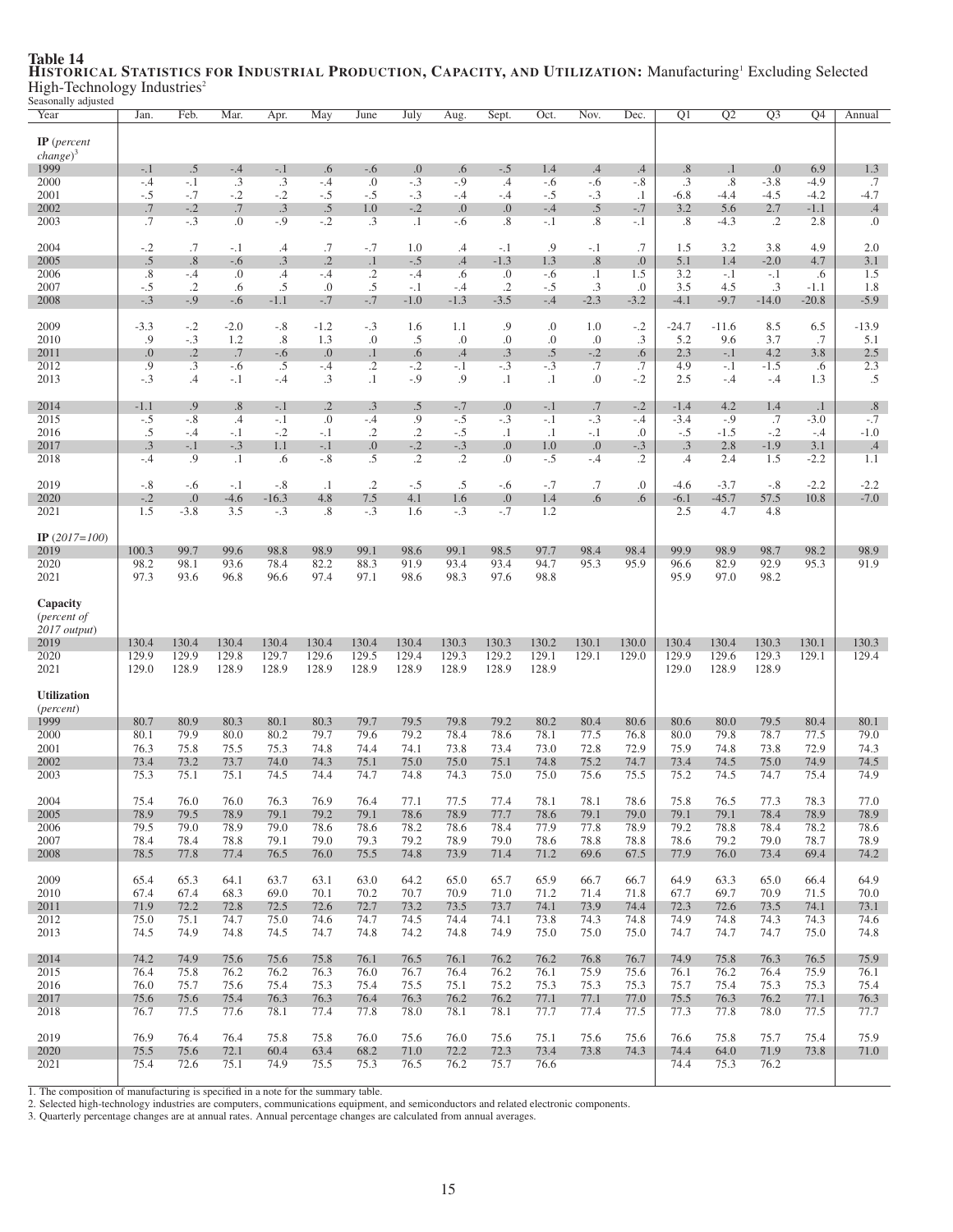**Table 14**

**Historical Statistics for Industrial Production, Capacity, and Utilization:** Manufacturing[1] Excluding Selected High-Technology Industries[2]

Seasonally adjusted

| Year | Jan. | Feb. | Mar. | Apr. | May | June | July | Aug. | Sept. | Oct. | Nov. | Dec. | Q1 | Q2 | Q3 | Q4 | Annual |
|---|---|---|---|---|---|---|---|---|---|---|---|---|---|---|---|---|---|
| **IP** (*percent change*)[3] | | | | | | | | | | | | | | | | | |
| 1999 | -.1 | .5 | -.4 | -.1 | .6 | -.6 | .0 | .6 | -.5 | 1.4 | .4 | .4 | .8 | .1 | .0 | 6.9 | 1.3 |
| 2000 | -.4 | -.1 | .3 | .3 | -.4 | .0 | -.3 | -.9 | .4 | -.6 | -.6 | -.8 | .3 | .8 | -3.8 | -4.9 | .7 |
| 2001 | -.5 | -.7 | -.2 | -.2 | -.5 | -.5 | -.3 | -.4 | -.4 | -.5 | -.3 | .1 | -6.8 | -4.4 | -4.5 | -4.2 | -4.7 |
| 2002 | .7 | -.2 | .7 | .3 | .5 | 1.0 | -.2 | .0 | .0 | -.4 | .5 | -.7 | 3.2 | 5.6 | 2.7 | -1.1 | .4 |
| 2003 | .7 | -.3 | .0 | -.9 | -.2 | .3 | .1 | -.6 | .8 | -.1 | .8 | -.1 | .8 | -4.3 | .2 | 2.8 | .0 |
| 2004 | -.2 | .7 | -.1 | .4 | .7 | -.7 | 1.0 | .4 | -.1 | .9 | -.1 | .7 | 1.5 | 3.2 | 3.8 | 4.9 | 2.0 |
| 2005 | .5 | .8 | -.6 | .3 | .2 | .1 | -.5 | .4 | -1.3 | 1.3 | .8 | .0 | 5.1 | 1.4 | -2.0 | 4.7 | 3.1 |
| 2006 | .8 | -.4 | .0 | .4 | -.4 | .2 | -.4 | .6 | .0 | -.6 | .1 | 1.5 | 3.2 | -.1 | -.1 | .6 | 1.5 |
| 2007 | -.5 | .2 | .6 | .5 | .0 | .5 | -.1 | -.4 | .2 | -.5 | .3 | .0 | 3.5 | 4.5 | .3 | -1.1 | 1.8 |
| 2008 | -.3 | -.9 | -.6 | -1.1 | -.7 | -.7 | -1.0 | -1.3 | -3.5 | -.4 | -2.3 | -3.2 | -4.1 | -9.7 | -14.0 | -20.8 | -5.9 |
| 2009 | -3.3 | -.2 | -2.0 | -.8 | -1.2 | -.3 | 1.6 | 1.1 | .9 | .0 | 1.0 | -.2 | -24.7 | -11.6 | 8.5 | 6.5 | -13.9 |
| 2010 | .9 | -.3 | 1.2 | .8 | 1.3 | .0 | .5 | .0 | .0 | .0 | .0 | .3 | 5.2 | 9.6 | 3.7 | .7 | 5.1 |
| 2011 | .0 | .2 | .7 | -.6 | .0 | .1 | .6 | .4 | .3 | .5 | -.2 | .6 | 2.3 | -.1 | 4.2 | 3.8 | 2.5 |
| 2012 | .9 | .3 | -.6 | .5 | -.4 | .2 | -.2 | -.1 | -.3 | -.3 | .7 | .7 | 4.9 | -.1 | -1.5 | .6 | 2.3 |
| 2013 | -.3 | .4 | -.1 | -.4 | .3 | .1 | -.9 | .9 | .1 | .1 | .0 | -.2 | 2.5 | -.4 | -.4 | 1.3 | .5 |
| 2014 | -1.1 | .9 | .8 | -.1 | .2 | .3 | .5 | -.7 | .0 | -.1 | .7 | -.2 | -1.4 | 4.2 | 1.4 | .1 | .8 |
| 2015 | -.5 | -.8 | .4 | -.1 | .0 | -.4 | .9 | -.5 | -.3 | -.1 | -.3 | -.4 | -3.4 | -.9 | .7 | -3.0 | -.7 |
| 2016 | .5 | -.4 | -.1 | -.2 | -.1 | .2 | .2 | -.5 | .1 | .1 | -.1 | .0 | -.5 | -1.5 | -.2 | -.4 | -1.0 |
| 2017 | .3 | -.1 | -.3 | 1.1 | -.1 | .0 | -.2 | -.3 | .0 | 1.0 | .0 | -.3 | .3 | 2.8 | -1.9 | 3.1 | .4 |
| 2018 | -.4 | .9 | .1 | .6 | -.8 | .5 | .2 | .2 | .0 | -.5 | -.4 | .2 | .4 | 2.4 | 1.5 | -2.2 | 1.1 |
| 2019 | -.8 | -.6 | -.1 | -.8 | .1 | .2 | -.5 | .5 | -.6 | -.7 | .7 | .0 | -4.6 | -3.7 | -.8 | -2.2 | -2.2 |
| 2020 | -.2 | .0 | -4.6 | -16.3 | 4.8 | 7.5 | 4.1 | 1.6 | .0 | 1.4 | .6 | .6 | -6.1 | -45.7 | 57.5 | 10.8 | -7.0 |
| 2021 | 1.5 | -3.8 | 3.5 | -.3 | .8 | -.3 | 1.6 | -.3 | -.7 | 1.2 | | | 2.5 | 4.7 | 4.8 | | |
| **IP** (*2017=100*) | | | | | | | | | | | | | | | | | |
| 2019 | 100.3 | 99.7 | 99.6 | 98.8 | 98.9 | 99.1 | 98.6 | 99.1 | 98.5 | 97.7 | 98.4 | 98.4 | 99.9 | 98.9 | 98.7 | 98.2 | 98.9 |
| 2020 | 98.2 | 98.1 | 93.6 | 78.4 | 82.2 | 88.3 | 91.9 | 93.4 | 93.4 | 94.7 | 95.3 | 95.9 | 96.6 | 82.9 | 92.9 | 95.3 | 91.9 |
| 2021 | 97.3 | 93.6 | 96.8 | 96.6 | 97.4 | 97.1 | 98.6 | 98.3 | 97.6 | 98.8 | | | 95.9 | 97.0 | 98.2 | | |
| **Capacity** (*percent of 2017 output*) | | | | | | | | | | | | | | | | | |
| 2019 | 130.4 | 130.4 | 130.4 | 130.4 | 130.4 | 130.4 | 130.4 | 130.3 | 130.3 | 130.2 | 130.1 | 130.0 | 130.4 | 130.4 | 130.3 | 130.1 | 130.3 |
| 2020 | 129.9 | 129.9 | 129.8 | 129.7 | 129.6 | 129.5 | 129.4 | 129.3 | 129.2 | 129.1 | 129.1 | 129.0 | 129.9 | 129.6 | 129.3 | 129.1 | 129.4 |
| 2021 | 129.0 | 128.9 | 128.9 | 128.9 | 128.9 | 128.9 | 128.9 | 128.9 | 128.9 | 128.9 | | | 129.0 | 128.9 | 128.9 | | |
| **Utilization** (*percent*) | | | | | | | | | | | | | | | | | |
| 1999 | 80.7 | 80.9 | 80.3 | 80.1 | 80.3 | 79.7 | 79.5 | 79.8 | 79.2 | 80.2 | 80.4 | 80.6 | 80.6 | 80.0 | 79.5 | 80.4 | 80.1 |
| 2000 | 80.1 | 79.9 | 80.0 | 80.2 | 79.7 | 79.6 | 79.2 | 78.4 | 78.6 | 78.1 | 77.5 | 76.8 | 80.0 | 79.8 | 78.7 | 77.5 | 79.0 |
| 2001 | 76.3 | 75.8 | 75.5 | 75.3 | 74.8 | 74.4 | 74.1 | 73.8 | 73.4 | 73.0 | 72.8 | 72.9 | 75.9 | 74.8 | 73.8 | 72.9 | 74.3 |
| 2002 | 73.4 | 73.2 | 73.7 | 74.0 | 74.3 | 75.1 | 75.0 | 75.0 | 75.1 | 74.8 | 75.2 | 74.7 | 73.4 | 74.5 | 75.0 | 74.9 | 74.5 |
| 2003 | 75.3 | 75.1 | 75.1 | 74.5 | 74.4 | 74.7 | 74.8 | 74.3 | 75.0 | 75.0 | 75.6 | 75.5 | 75.2 | 74.5 | 74.7 | 75.4 | 74.9 |
| 2004 | 75.4 | 76.0 | 76.0 | 76.3 | 76.9 | 76.4 | 77.1 | 77.5 | 77.4 | 78.1 | 78.1 | 78.6 | 75.8 | 76.5 | 77.3 | 78.3 | 77.0 |
| 2005 | 78.9 | 79.5 | 78.9 | 79.1 | 79.2 | 79.1 | 78.6 | 78.9 | 77.7 | 78.6 | 79.1 | 79.0 | 79.1 | 79.1 | 78.4 | 78.9 | 78.9 |
| 2006 | 79.5 | 79.0 | 78.9 | 79.0 | 78.6 | 78.6 | 78.2 | 78.6 | 78.4 | 77.9 | 77.8 | 78.9 | 79.2 | 78.8 | 78.4 | 78.2 | 78.6 |
| 2007 | 78.4 | 78.4 | 78.8 | 79.1 | 79.0 | 79.3 | 79.2 | 78.9 | 79.0 | 78.6 | 78.8 | 78.8 | 78.6 | 79.2 | 79.0 | 78.7 | 78.9 |
| 2008 | 78.5 | 77.8 | 77.4 | 76.5 | 76.0 | 75.5 | 74.8 | 73.9 | 71.4 | 71.2 | 69.6 | 67.5 | 77.9 | 76.0 | 73.4 | 69.4 | 74.2 |
| 2009 | 65.4 | 65.3 | 64.1 | 63.7 | 63.1 | 63.0 | 64.2 | 65.0 | 65.7 | 65.9 | 66.7 | 66.7 | 64.9 | 63.3 | 65.0 | 66.4 | 64.9 |
| 2010 | 67.4 | 67.4 | 68.3 | 69.0 | 70.1 | 70.2 | 70.7 | 70.9 | 71.0 | 71.2 | 71.4 | 71.8 | 67.7 | 69.7 | 70.9 | 71.5 | 70.0 |
| 2011 | 71.9 | 72.2 | 72.8 | 72.5 | 72.6 | 72.7 | 73.2 | 73.5 | 73.7 | 74.1 | 73.9 | 74.4 | 72.3 | 72.6 | 73.5 | 74.1 | 73.1 |
| 2012 | 75.0 | 75.1 | 74.7 | 75.0 | 74.6 | 74.7 | 74.5 | 74.4 | 74.1 | 73.8 | 74.3 | 74.8 | 74.9 | 74.8 | 74.3 | 74.3 | 74.6 |
| 2013 | 74.5 | 74.9 | 74.8 | 74.5 | 74.7 | 74.8 | 74.2 | 74.8 | 74.9 | 75.0 | 75.0 | 75.0 | 74.7 | 74.7 | 74.7 | 75.0 | 74.8 |
| 2014 | 74.2 | 74.9 | 75.6 | 75.6 | 75.8 | 76.1 | 76.5 | 76.1 | 76.2 | 76.2 | 76.8 | 76.7 | 74.9 | 75.8 | 76.3 | 76.5 | 75.9 |
| 2015 | 76.4 | 75.8 | 76.2 | 76.2 | 76.3 | 76.0 | 76.7 | 76.4 | 76.2 | 76.1 | 75.9 | 75.6 | 76.1 | 76.2 | 76.4 | 75.9 | 76.1 |
| 2016 | 76.0 | 75.7 | 75.6 | 75.4 | 75.3 | 75.4 | 75.5 | 75.1 | 75.2 | 75.3 | 75.3 | 75.3 | 75.7 | 75.4 | 75.3 | 75.3 | 75.4 |
| 2017 | 75.6 | 75.6 | 75.4 | 76.3 | 76.3 | 76.4 | 76.3 | 76.2 | 76.2 | 77.1 | 77.1 | 77.0 | 75.5 | 76.3 | 76.2 | 77.1 | 76.3 |
| 2018 | 76.7 | 77.5 | 77.6 | 78.1 | 77.4 | 77.8 | 78.0 | 78.1 | 78.1 | 77.7 | 77.4 | 77.5 | 77.3 | 77.8 | 78.0 | 77.5 | 77.7 |
| 2019 | 76.9 | 76.4 | 76.4 | 75.8 | 75.8 | 76.0 | 75.6 | 76.0 | 75.6 | 75.1 | 75.6 | 75.6 | 76.6 | 75.8 | 75.7 | 75.4 | 75.9 |
| 2020 | 75.5 | 75.6 | 72.1 | 60.4 | 63.4 | 68.2 | 71.0 | 72.2 | 72.3 | 73.4 | 73.8 | 74.3 | 74.4 | 64.0 | 71.9 | 73.8 | 71.0 |
| 2021 | 75.4 | 72.6 | 75.1 | 74.9 | 75.5 | 75.3 | 76.5 | 76.2 | 75.7 | 76.6 | | | 74.4 | 75.3 | 76.2 | | |

1. The composition of manufacturing is specified in a note for the summary table.
2. Selected high-technology industries are computers, communications equipment, and semiconductors and related electronic components.
3. Quarterly percentage changes are at annual rates. Annual percentage changes are calculated from annual averages.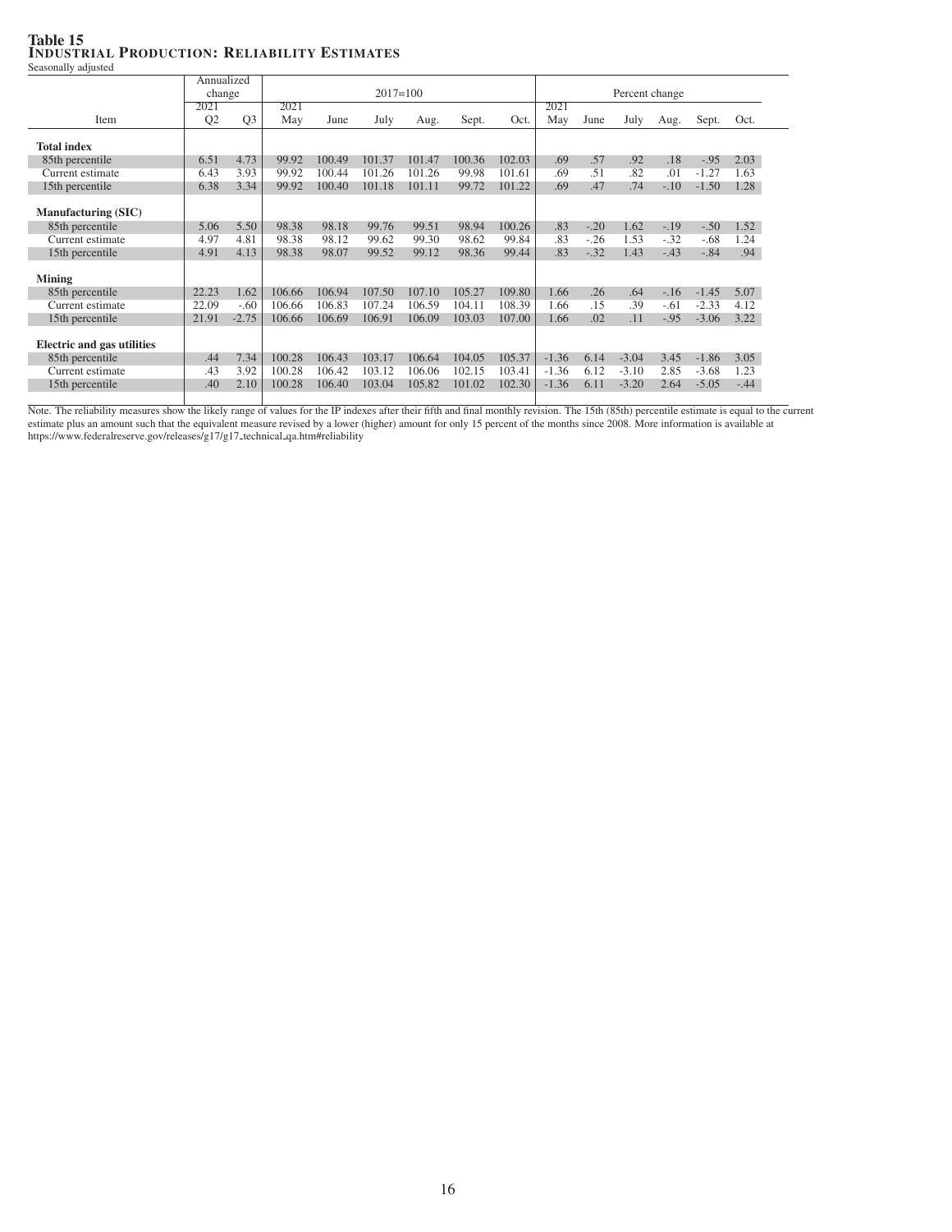# Table 15
## Industrial Production: Reliability Estimates

Seasonally adjusted

| Item | Annualized change | | 2017=100 | | | | | | Percent change | | | | | |
|---|---|---|---|---|---|---|---|---|---|---|---|---|---|---|
| | 2021 Q2 | Q3 | 2021 May | June | July | Aug. | Sept. | Oct. | 2021 May | June | July | Aug. | Sept. | Oct. |
| **Total index** | | | | | | | | | | | | | | |
| 85th percentile | 6.51 | 4.73 | 99.92 | 100.49 | 101.37 | 101.47 | 100.36 | 102.03 | .69 | .57 | .92 | .18 | -.95 | 2.03 |
| Current estimate | 6.43 | 3.93 | 99.92 | 100.44 | 101.26 | 101.26 | 99.98 | 101.61 | .69 | .51 | .82 | .01 | -1.27 | 1.63 |
| 15th percentile | 6.38 | 3.34 | 99.92 | 100.40 | 101.18 | 101.11 | 99.72 | 101.22 | .69 | .47 | .74 | -.10 | -1.50 | 1.28 |
| **Manufacturing (SIC)** | | | | | | | | | | | | | | |
| 85th percentile | 5.06 | 5.50 | 98.38 | 98.18 | 99.76 | 99.51 | 98.94 | 100.26 | .83 | -.20 | 1.62 | -.19 | -.50 | 1.52 |
| Current estimate | 4.97 | 4.81 | 98.38 | 98.12 | 99.62 | 99.30 | 98.62 | 99.84 | .83 | -.26 | 1.53 | -.32 | -.68 | 1.24 |
| 15th percentile | 4.91 | 4.13 | 98.38 | 98.07 | 99.52 | 99.12 | 98.36 | 99.44 | .83 | -.32 | 1.43 | -.43 | -.84 | .94 |
| **Mining** | | | | | | | | | | | | | | |
| 85th percentile | 22.23 | 1.62 | 106.66 | 106.94 | 107.50 | 107.10 | 105.27 | 109.80 | 1.66 | .26 | .64 | -.16 | -1.45 | 5.07 |
| Current estimate | 22.09 | -.60 | 106.66 | 106.83 | 107.24 | 106.59 | 104.11 | 108.39 | 1.66 | .15 | .39 | -.61 | -2.33 | 4.12 |
| 15th percentile | 21.91 | -2.75 | 106.66 | 106.69 | 106.91 | 106.09 | 103.03 | 107.00 | 1.66 | .02 | .11 | -.95 | -3.06 | 3.22 |
| **Electric and gas utilities** | | | | | | | | | | | | | | |
| 85th percentile | .44 | 7.34 | 100.28 | 106.43 | 103.17 | 106.64 | 104.05 | 105.37 | -1.36 | 6.14 | -3.04 | 3.45 | -1.86 | 3.05 |
| Current estimate | .43 | 3.92 | 100.28 | 106.42 | 103.12 | 106.06 | 102.15 | 103.41 | -1.36 | 6.12 | -3.10 | 2.85 | -3.68 | 1.23 |
| 15th percentile | .40 | 2.10 | 100.28 | 106.40 | 103.04 | 105.82 | 101.02 | 102.30 | -1.36 | 6.11 | -3.20 | 2.64 | -5.05 | -.44 |

Note. The reliability measures show the likely range of values for the IP indexes after their fifth and final monthly revision. The 15th (85th) percentile estimate is equal to the current estimate plus an amount such that the equivalent measure revised by a lower (higher) amount for only 15 percent of the months since 2008. More information is available at https://www.federalreserve.gov/releases/g17/g17_technical_qa.htm#reliability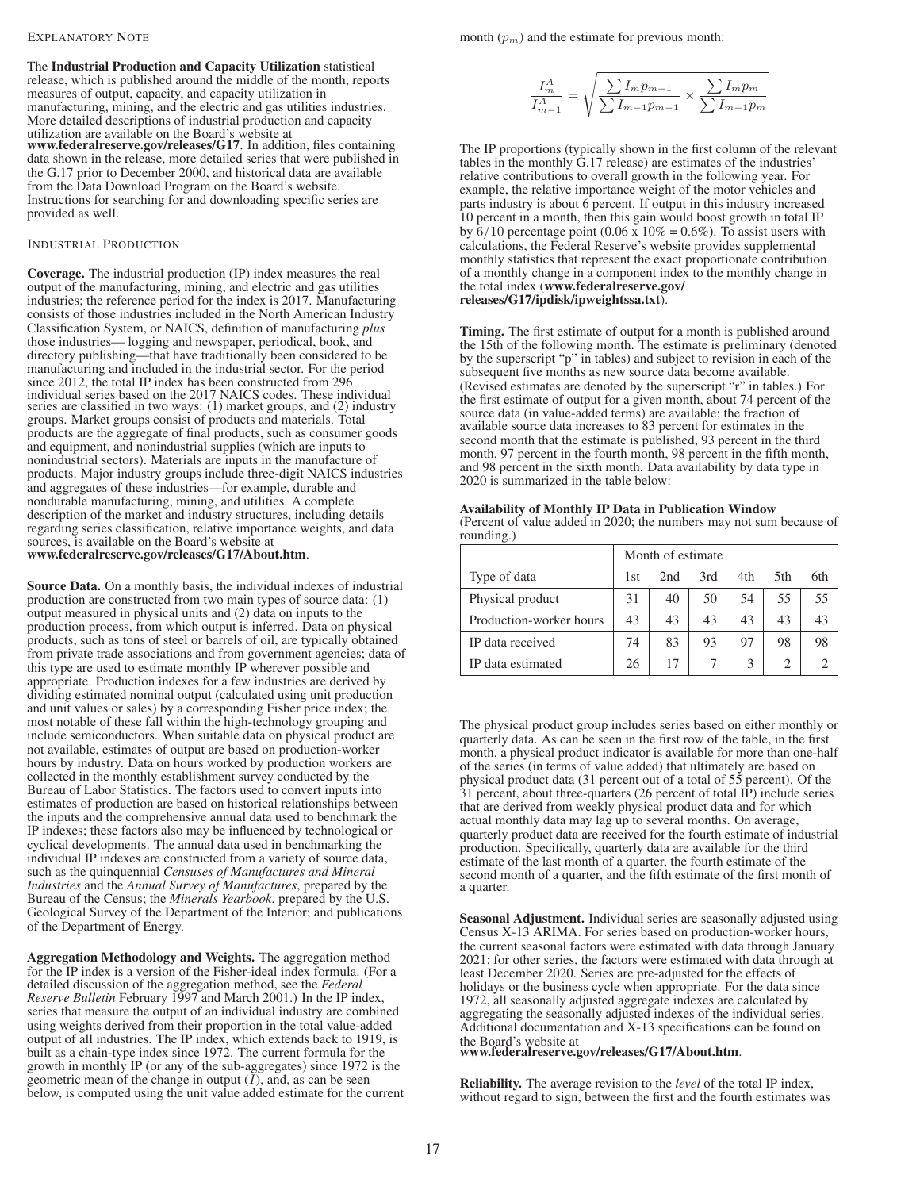## Explanatory Note

The **Industrial Production and Capacity Utilization** statistical release, which is published around the middle of the month, reports measures of output, capacity, and capacity utilization in manufacturing, mining, and the electric and gas utilities industries. More detailed descriptions of industrial production and capacity utilization are available on the Board's website at **www.federalreserve.gov/releases/G17**. In addition, files containing data shown in the release, more detailed series that were published in the G.17 prior to December 2000, and historical data are available from the Data Download Program on the Board's website. Instructions for searching for and downloading specific series are provided as well.

### Industrial Production

**Coverage.** The industrial production (IP) index measures the real output of the manufacturing, mining, and electric and gas utilities industries; the reference period for the index is 2017. Manufacturing consists of those industries included in the North American Industry Classification System, or NAICS, definition of manufacturing *plus* those industries— logging and newspaper, periodical, book, and directory publishing—that have traditionally been considered to be manufacturing and included in the industrial sector. For the period since 2012, the total IP index has been constructed from 296 individual series based on the 2017 NAICS codes. These individual series are classified in two ways: (1) market groups, and (2) industry groups. Market groups consist of products and materials. Total products are the aggregate of final products, such as consumer goods and equipment, and nonindustrial supplies (which are inputs to nonindustrial sectors). Materials are inputs in the manufacture of products. Major industry groups include three-digit NAICS industries and aggregates of these industries—for example, durable and nondurable manufacturing, mining, and utilities. A complete description of the market and industry structures, including details regarding series classification, relative importance weights, and data sources, is available on the Board's website at **www.federalreserve.gov/releases/G17/About.htm**.

**Source Data.** On a monthly basis, the individual indexes of industrial production are constructed from two main types of source data: (1) output measured in physical units and (2) data on inputs to the production process, from which output is inferred. Data on physical products, such as tons of steel or barrels of oil, are typically obtained from private trade associations and from government agencies; data of this type are used to estimate monthly IP wherever possible and appropriate. Production indexes for a few industries are derived by dividing estimated nominal output (calculated using unit production and unit values or sales) by a corresponding Fisher price index; the most notable of these fall within the high-technology grouping and include semiconductors. When suitable data on physical product are not available, estimates of output are based on production-worker hours by industry. Data on hours worked by production workers are collected in the monthly establishment survey conducted by the Bureau of Labor Statistics. The factors used to convert inputs into estimates of production are based on historical relationships between the inputs and the comprehensive annual data used to benchmark the IP indexes; these factors also may be influenced by technological or cyclical developments. The annual data used in benchmarking the individual IP indexes are constructed from a variety of source data, such as the quinquennial *Censuses of Manufactures and Mineral Industries* and the *Annual Survey of Manufactures*, prepared by the Bureau of the Census; the *Minerals Yearbook*, prepared by the U.S. Geological Survey of the Department of the Interior; and publications of the Department of Energy.

**Aggregation Methodology and Weights.** The aggregation method for the IP index is a version of the Fisher-ideal index formula. (For a detailed discussion of the aggregation method, see the *Federal Reserve Bulletin* February 1997 and March 2001.) In the IP index, series that measure the output of an individual industry are combined using weights derived from their proportion in the total value-added output of all industries. The IP index, which extends back to 1919, is built as a chain-type index since 1972. The current formula for the growth in monthly IP (or any of the sub-aggregates) since 1972 is the geometric mean of the change in output ($I$), and, as can be seen below, is computed using the unit value added estimate for the current month ($p_m$) and the estimate for previous month:

$$\frac{I_m^A}{I_{m-1}^A} = \sqrt{\frac{\sum I_m p_{m-1}}{\sum I_{m-1} p_{m-1}} \times \frac{\sum I_m p_m}{\sum I_{m-1} p_m}}$$

The IP proportions (typically shown in the first column of the relevant tables in the monthly G.17 release) are estimates of the industries' relative contributions to overall growth in the following year. For example, the relative importance weight of the motor vehicles and parts industry is about 6 percent. If output in this industry increased 10 percent in a month, then this gain would boost growth in total IP by $6/10$ percentage point (0.06 x 10% = 0.6%). To assist users with calculations, the Federal Reserve's website provides supplemental monthly statistics that represent the exact proportionate contribution of a monthly change in a component index to the monthly change in the total index (**www.federalreserve.gov/releases/G17/ipdisk/ipweightssa.txt**).

**Timing.** The first estimate of output for a month is published around the 15th of the following month. The estimate is preliminary (denoted by the superscript "p" in tables) and subject to revision in each of the subsequent five months as new source data become available. (Revised estimates are denoted by the superscript "r" in tables.) For the first estimate of output for a given month, about 74 percent of the source data (in value-added terms) are available; the fraction of available source data increases to 83 percent for estimates in the second month that the estimate is published, 93 percent in the third month, 97 percent in the fourth month, 98 percent in the fifth month, and 98 percent in the sixth month. Data availability by data type in 2020 is summarized in the table below:

**Availability of Monthly IP Data in Publication Window**
(Percent of value added in 2020; the numbers may not sum because of rounding.)

| | Month of estimate | | | | | |
|---|---|---|---|---|---|---|
| Type of data | 1st | 2nd | 3rd | 4th | 5th | 6th |
| Physical product | 31 | 40 | 50 | 54 | 55 | 55 |
| Production-worker hours | 43 | 43 | 43 | 43 | 43 | 43 |
| IP data received | 74 | 83 | 93 | 97 | 98 | 98 |
| IP data estimated | 26 | 17 | 7 | 3 | 2 | 2 |

The physical product group includes series based on either monthly or quarterly data. As can be seen in the first row of the table, in the first month, a physical product indicator is available for more than one-half of the series (in terms of value added) that ultimately are based on physical product data (31 percent out of a total of 55 percent). Of the 31 percent, about three-quarters (26 percent of total IP) include series that are derived from weekly physical product data and for which actual monthly data may lag up to several months. On average, quarterly product data are received for the fourth estimate of industrial production. Specifically, quarterly data are available for the third estimate of the last month of a quarter, the fourth estimate of the second month of a quarter, and the fifth estimate of the first month of a quarter.

**Seasonal Adjustment.** Individual series are seasonally adjusted using Census X-13 ARIMA. For series based on production-worker hours, the current seasonal factors were estimated with data through January 2021; for other series, the factors were estimated with data through at least December 2020. Series are pre-adjusted for the effects of holidays or the business cycle when appropriate. For the data since 1972, all seasonally adjusted aggregate indexes are calculated by aggregating the seasonally adjusted indexes of the individual series. Additional documentation and X-13 specifications can be found on the Board's website at **www.federalreserve.gov/releases/G17/About.htm**.

**Reliability.** The average revision to the *level* of the total IP index, without regard to sign, between the first and the fourth estimates was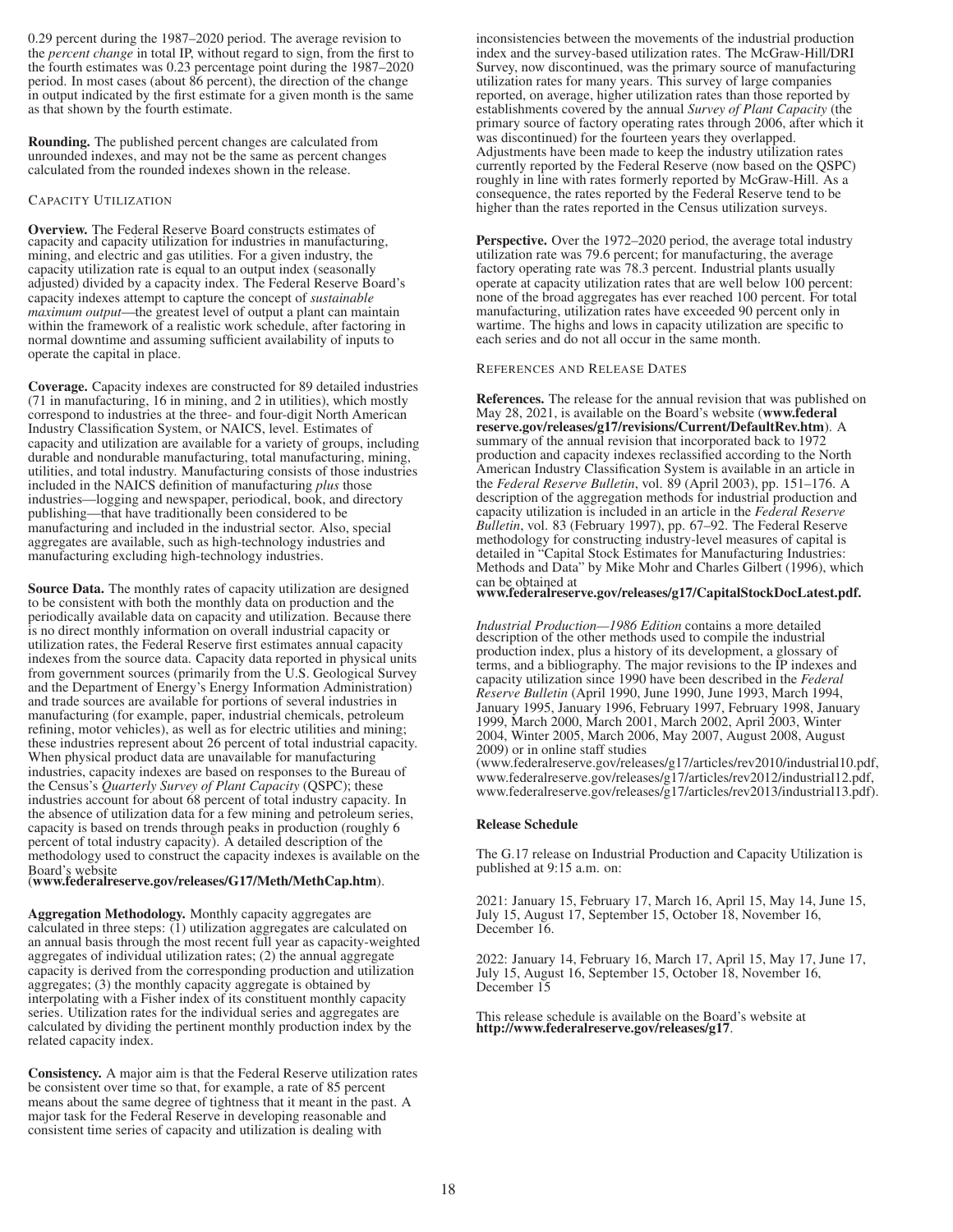0.29 percent during the 1987–2020 period. The average revision to the *percent change* in total IP, without regard to sign, from the first to the fourth estimates was 0.23 percentage point during the 1987–2020 period. In most cases (about 86 percent), the direction of the change in output indicated by the first estimate for a given month is the same as that shown by the fourth estimate.

**Rounding.** The published percent changes are calculated from unrounded indexes, and may not be the same as percent changes calculated from the rounded indexes shown in the release.

## Capacity Utilization

**Overview.** The Federal Reserve Board constructs estimates of capacity and capacity utilization for industries in manufacturing, mining, and electric and gas utilities. For a given industry, the capacity utilization rate is equal to an output index (seasonally adjusted) divided by a capacity index. The Federal Reserve Board's capacity indexes attempt to capture the concept of *sustainable maximum output*—the greatest level of output a plant can maintain within the framework of a realistic work schedule, after factoring in normal downtime and assuming sufficient availability of inputs to operate the capital in place.

**Coverage.** Capacity indexes are constructed for 89 detailed industries (71 in manufacturing, 16 in mining, and 2 in utilities), which mostly correspond to industries at the three- and four-digit North American Industry Classification System, or NAICS, level. Estimates of capacity and utilization are available for a variety of groups, including durable and nondurable manufacturing, total manufacturing, mining, utilities, and total industry. Manufacturing consists of those industries included in the NAICS definition of manufacturing *plus* those industries—logging and newspaper, periodical, book, and directory publishing—that have traditionally been considered to be manufacturing and included in the industrial sector. Also, special aggregates are available, such as high-technology industries and manufacturing excluding high-technology industries.

**Source Data.** The monthly rates of capacity utilization are designed to be consistent with both the monthly data on production and the periodically available data on capacity and utilization. Because there is no direct monthly information on overall industrial capacity or utilization rates, the Federal Reserve first estimates annual capacity indexes from the source data. Capacity data reported in physical units from government sources (primarily from the U.S. Geological Survey and the Department of Energy's Energy Information Administration) and trade sources are available for portions of several industries in manufacturing (for example, paper, industrial chemicals, petroleum refining, motor vehicles), as well as for electric utilities and mining; these industries represent about 26 percent of total industrial capacity. When physical product data are unavailable for manufacturing industries, capacity indexes are based on responses to the Bureau of the Census's *Quarterly Survey of Plant Capacity* (QSPC); these industries account for about 68 percent of total industry capacity. In the absence of utilization data for a few mining and petroleum series, capacity is based on trends through peaks in production (roughly 6 percent of total industry capacity). A detailed description of the methodology used to construct the capacity indexes is available on the Board's website (**www.federalreserve.gov/releases/G17/Meth/MethCap.htm**).

**Aggregation Methodology.** Monthly capacity aggregates are calculated in three steps: (1) utilization aggregates are calculated on an annual basis through the most recent full year as capacity-weighted aggregates of individual utilization rates; (2) the annual aggregate capacity is derived from the corresponding production and utilization aggregates; (3) the monthly capacity aggregate is obtained by interpolating with a Fisher index of its constituent monthly capacity series. Utilization rates for the individual series and aggregates are calculated by dividing the pertinent monthly production index by the related capacity index.

**Consistency.** A major aim is that the Federal Reserve utilization rates be consistent over time so that, for example, a rate of 85 percent means about the same degree of tightness that it meant in the past. A major task for the Federal Reserve in developing reasonable and consistent time series of capacity and utilization is dealing with inconsistencies between the movements of the industrial production index and the survey-based utilization rates. The McGraw-Hill/DRI Survey, now discontinued, was the primary source of manufacturing utilization rates for many years. This survey of large companies reported, on average, higher utilization rates than those reported by establishments covered by the annual *Survey of Plant Capacity* (the primary source of factory operating rates through 2006, after which it was discontinued) for the fourteen years they overlapped. Adjustments have been made to keep the industry utilization rates currently reported by the Federal Reserve (now based on the QSPC) roughly in line with rates formerly reported by McGraw-Hill. As a consequence, the rates reported by the Federal Reserve tend to be higher than the rates reported in the Census utilization surveys.

**Perspective.** Over the 1972–2020 period, the average total industry utilization rate was 79.6 percent; for manufacturing, the average factory operating rate was 78.3 percent. Industrial plants usually operate at capacity utilization rates that are well below 100 percent: none of the broad aggregates has ever reached 100 percent. For total manufacturing, utilization rates have exceeded 90 percent only in wartime. The highs and lows in capacity utilization are specific to each series and do not all occur in the same month.

## References and Release Dates

**References.** The release for the annual revision that was published on May 28, 2021, is available on the Board's website (**www.federalreserve.gov/releases/g17/revisions/Current/DefaultRev.htm**). A summary of the annual revision that incorporated back to 1972 production and capacity indexes reclassified according to the North American Industry Classification System is available in an article in the *Federal Reserve Bulletin*, vol. 89 (April 2003), pp. 151–176. A description of the aggregation methods for industrial production and capacity utilization is included in an article in the *Federal Reserve Bulletin*, vol. 83 (February 1997), pp. 67–92. The Federal Reserve methodology for constructing industry-level measures of capital is detailed in "Capital Stock Estimates for Manufacturing Industries: Methods and Data" by Mike Mohr and Charles Gilbert (1996), which can be obtained at **www.federalreserve.gov/releases/g17/CapitalStockDocLatest.pdf.**

*Industrial Production—1986 Edition* contains a more detailed description of the other methods used to compile the industrial production index, plus a history of its development, a glossary of terms, and a bibliography. The major revisions to the IP indexes and capacity utilization since 1990 have been described in the *Federal Reserve Bulletin* (April 1990, June 1990, June 1993, March 1994, January 1995, January 1996, February 1997, February 1998, January 1999, March 2000, March 2001, March 2002, April 2003, Winter 2004, Winter 2005, March 2006, May 2007, August 2008, August 2009) or in online staff studies (www.federalreserve.gov/releases/g17/articles/rev2010/industrial10.pdf, www.federalreserve.gov/releases/g17/articles/rev2012/industrial12.pdf, www.federalreserve.gov/releases/g17/articles/rev2013/industrial13.pdf).

### Release Schedule

The G.17 release on Industrial Production and Capacity Utilization is published at 9:15 a.m. on:

2021: January 15, February 17, March 16, April 15, May 14, June 15, July 15, August 17, September 15, October 18, November 16, December 16.

2022: January 14, February 16, March 17, April 15, May 17, June 17, July 15, August 16, September 15, October 18, November 16, December 15

This release schedule is available on the Board's website at **http://www.federalreserve.gov/releases/g17**.